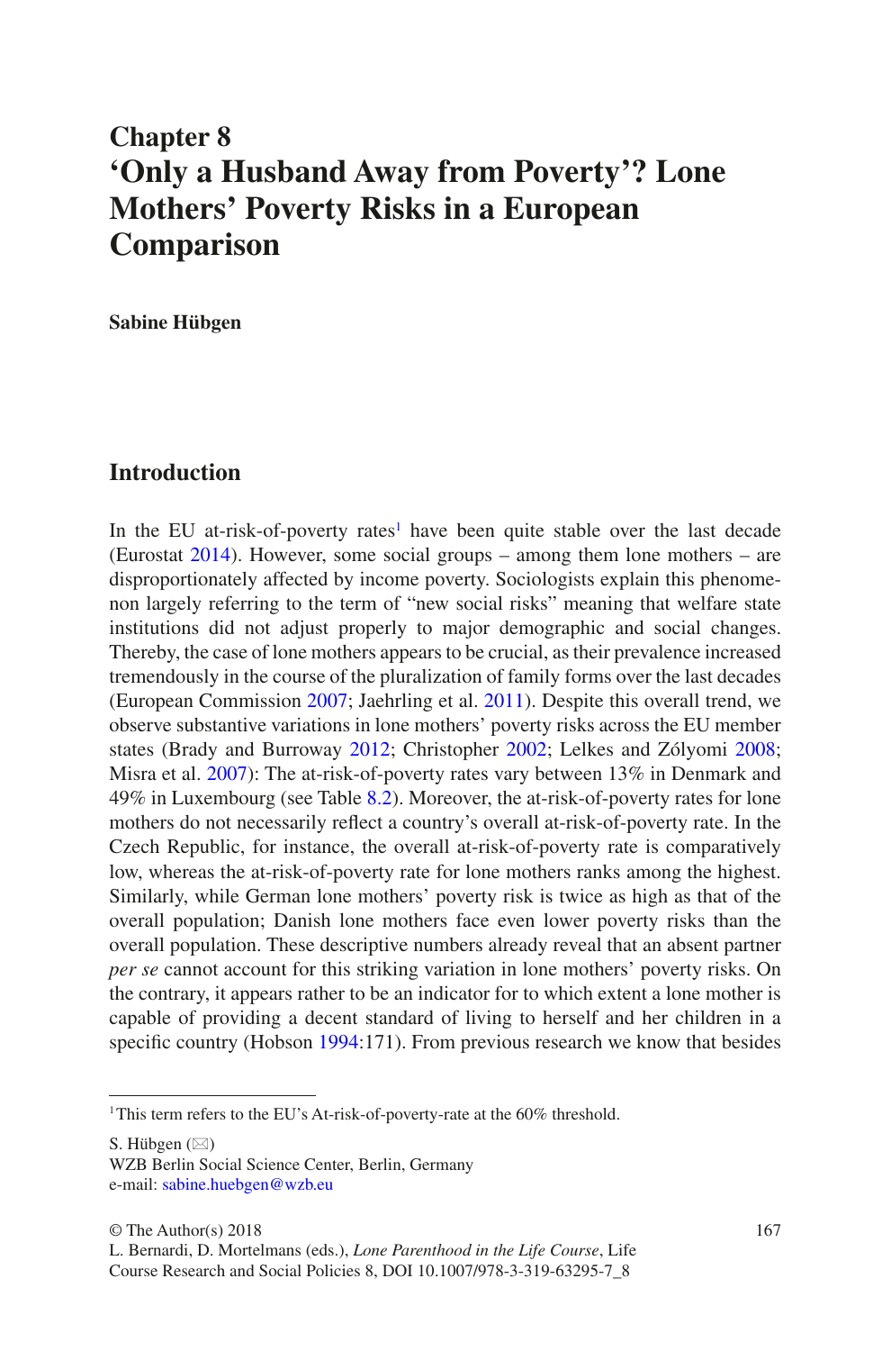# Chapter 8
# 'Only a Husband Away from Poverty'? Lone Mothers' Poverty Risks in a European Comparison

**Sabine Hübgen**

## Introduction

In the EU at-risk-of-poverty rates[1] have been quite stable over the last decade (Eurostat 2014). However, some social groups – among them lone mothers – are disproportionately affected by income poverty. Sociologists explain this phenomenon largely referring to the term of "new social risks" meaning that welfare state institutions did not adjust properly to major demographic and social changes. Thereby, the case of lone mothers appears to be crucial, as their prevalence increased tremendously in the course of the pluralization of family forms over the last decades (European Commission 2007; Jaehrling et al. 2011). Despite this overall trend, we observe substantive variations in lone mothers' poverty risks across the EU member states (Brady and Burroway 2012; Christopher 2002; Lelkes and Zólyomi 2008; Misra et al. 2007): The at-risk-of-poverty rates vary between 13% in Denmark and 49% in Luxembourg (see Table 8.2). Moreover, the at-risk-of-poverty rates for lone mothers do not necessarily reflect a country's overall at-risk-of-poverty rate. In the Czech Republic, for instance, the overall at-risk-of-poverty rate is comparatively low, whereas the at-risk-of-poverty rate for lone mothers ranks among the highest. Similarly, while German lone mothers' poverty risk is twice as high as that of the overall population; Danish lone mothers face even lower poverty risks than the overall population. These descriptive numbers already reveal that an absent partner *per se* cannot account for this striking variation in lone mothers' poverty risks. On the contrary, it appears rather to be an indicator for to which extent a lone mother is capable of providing a decent standard of living to herself and her children in a specific country (Hobson 1994:171). From previous research we know that besides

[1] This term refers to the EU's At-risk-of-poverty-rate at the 60% threshold.

S. Hübgen (✉)
WZB Berlin Social Science Center, Berlin, Germany
e-mail: sabine.huebgen@wzb.eu

© The Author(s) 2018
L. Bernardi, D. Mortelmans (eds.), *Lone Parenthood in the Life Course*, Life Course Research and Social Policies 8, DOI 10.1007/978-3-319-63295-7_8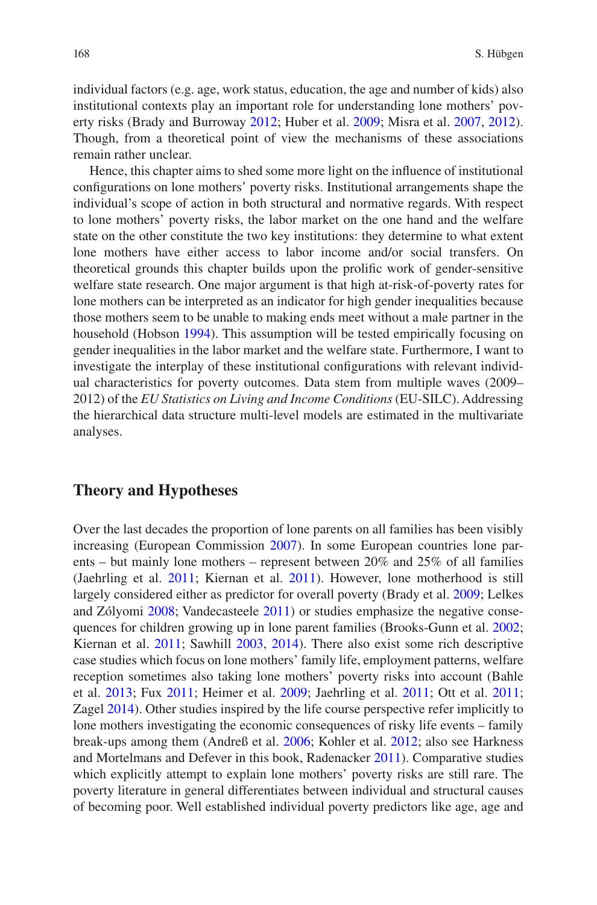individual factors (e.g. age, work status, education, the age and number of kids) also institutional contexts play an important role for understanding lone mothers' poverty risks (Brady and Burroway 2012; Huber et al. 2009; Misra et al. 2007, 2012). Though, from a theoretical point of view the mechanisms of these associations remain rather unclear.

Hence, this chapter aims to shed some more light on the influence of institutional configurations on lone mothers' poverty risks. Institutional arrangements shape the individual's scope of action in both structural and normative regards. With respect to lone mothers' poverty risks, the labor market on the one hand and the welfare state on the other constitute the two key institutions: they determine to what extent lone mothers have either access to labor income and/or social transfers. On theoretical grounds this chapter builds upon the prolific work of gender-sensitive welfare state research. One major argument is that high at-risk-of-poverty rates for lone mothers can be interpreted as an indicator for high gender inequalities because those mothers seem to be unable to making ends meet without a male partner in the household (Hobson 1994). This assumption will be tested empirically focusing on gender inequalities in the labor market and the welfare state. Furthermore, I want to investigate the interplay of these institutional configurations with relevant individual characteristics for poverty outcomes. Data stem from multiple waves (2009–2012) of the *EU Statistics on Living and Income Conditions* (EU-SILC). Addressing the hierarchical data structure multi-level models are estimated in the multivariate analyses.

## Theory and Hypotheses

Over the last decades the proportion of lone parents on all families has been visibly increasing (European Commission 2007). In some European countries lone parents – but mainly lone mothers – represent between 20% and 25% of all families (Jaehrling et al. 2011; Kiernan et al. 2011). However, lone motherhood is still largely considered either as predictor for overall poverty (Brady et al. 2009; Lelkes and Zólyomi 2008; Vandecasteele 2011) or studies emphasize the negative consequences for children growing up in lone parent families (Brooks-Gunn et al. 2002; Kiernan et al. 2011; Sawhill 2003, 2014). There also exist some rich descriptive case studies which focus on lone mothers' family life, employment patterns, welfare reception sometimes also taking lone mothers' poverty risks into account (Bahle et al. 2013; Fux 2011; Heimer et al. 2009; Jaehrling et al. 2011; Ott et al. 2011; Zagel 2014). Other studies inspired by the life course perspective refer implicitly to lone mothers investigating the economic consequences of risky life events – family break-ups among them (Andreß et al. 2006; Kohler et al. 2012; also see Harkness and Mortelmans and Defever in this book, Radenacker 2011). Comparative studies which explicitly attempt to explain lone mothers' poverty risks are still rare. The poverty literature in general differentiates between individual and structural causes of becoming poor. Well established individual poverty predictors like age, age and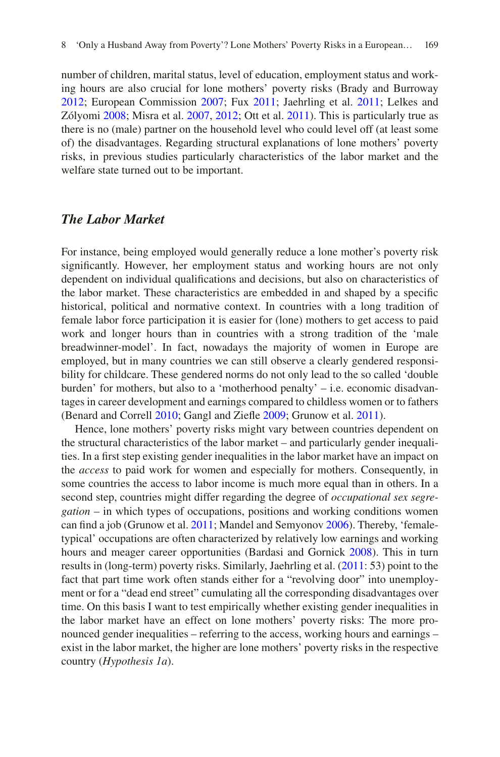number of children, marital status, level of education, employment status and working hours are also crucial for lone mothers' poverty risks (Brady and Burroway 2012; European Commission 2007; Fux 2011; Jaehrling et al. 2011; Lelkes and Zólyomi 2008; Misra et al. 2007, 2012; Ott et al. 2011). This is particularly true as there is no (male) partner on the household level who could level off (at least some of) the disadvantages. Regarding structural explanations of lone mothers' poverty risks, in previous studies particularly characteristics of the labor market and the welfare state turned out to be important.

### *The Labor Market*

For instance, being employed would generally reduce a lone mother's poverty risk significantly. However, her employment status and working hours are not only dependent on individual qualifications and decisions, but also on characteristics of the labor market. These characteristics are embedded in and shaped by a specific historical, political and normative context. In countries with a long tradition of female labor force participation it is easier for (lone) mothers to get access to paid work and longer hours than in countries with a strong tradition of the 'male breadwinner-model'. In fact, nowadays the majority of women in Europe are employed, but in many countries we can still observe a clearly gendered responsibility for childcare. These gendered norms do not only lead to the so called 'double burden' for mothers, but also to a 'motherhood penalty' – i.e. economic disadvantages in career development and earnings compared to childless women or to fathers (Benard and Correll 2010; Gangl and Ziefle 2009; Grunow et al. 2011).

Hence, lone mothers' poverty risks might vary between countries dependent on the structural characteristics of the labor market – and particularly gender inequalities. In a first step existing gender inequalities in the labor market have an impact on the *access* to paid work for women and especially for mothers. Consequently, in some countries the access to labor income is much more equal than in others. In a second step, countries might differ regarding the degree of *occupational sex segregation* – in which types of occupations, positions and working conditions women can find a job (Grunow et al. 2011; Mandel and Semyonov 2006). Thereby, 'female-typical' occupations are often characterized by relatively low earnings and working hours and meager career opportunities (Bardasi and Gornick 2008). This in turn results in (long-term) poverty risks. Similarly, Jaehrling et al. (2011: 53) point to the fact that part time work often stands either for a "revolving door" into unemployment or for a "dead end street" cumulating all the corresponding disadvantages over time. On this basis I want to test empirically whether existing gender inequalities in the labor market have an effect on lone mothers' poverty risks: The more pronounced gender inequalities – referring to the access, working hours and earnings – exist in the labor market, the higher are lone mothers' poverty risks in the respective country (*Hypothesis 1a*).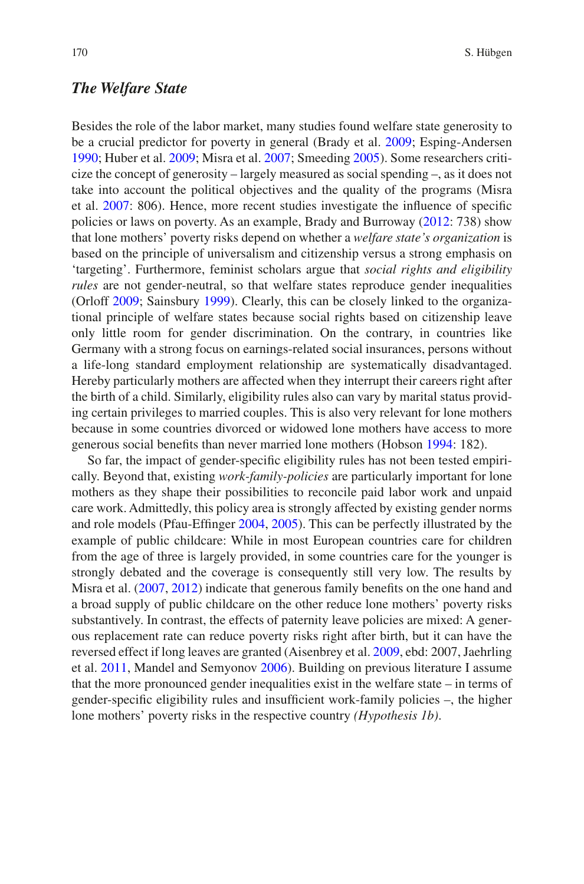### *The Welfare State*

Besides the role of the labor market, many studies found welfare state generosity to be a crucial predictor for poverty in general (Brady et al. 2009; Esping-Andersen 1990; Huber et al. 2009; Misra et al. 2007; Smeeding 2005). Some researchers criticize the concept of generosity – largely measured as social spending –, as it does not take into account the political objectives and the quality of the programs (Misra et al. 2007: 806). Hence, more recent studies investigate the influence of specific policies or laws on poverty. As an example, Brady and Burroway (2012: 738) show that lone mothers' poverty risks depend on whether a *welfare state's organization* is based on the principle of universalism and citizenship versus a strong emphasis on 'targeting'. Furthermore, feminist scholars argue that *social rights and eligibility rules* are not gender-neutral, so that welfare states reproduce gender inequalities (Orloff 2009; Sainsbury 1999). Clearly, this can be closely linked to the organizational principle of welfare states because social rights based on citizenship leave only little room for gender discrimination. On the contrary, in countries like Germany with a strong focus on earnings-related social insurances, persons without a life-long standard employment relationship are systematically disadvantaged. Hereby particularly mothers are affected when they interrupt their careers right after the birth of a child. Similarly, eligibility rules also can vary by marital status providing certain privileges to married couples. This is also very relevant for lone mothers because in some countries divorced or widowed lone mothers have access to more generous social benefits than never married lone mothers (Hobson 1994: 182).

So far, the impact of gender-specific eligibility rules has not been tested empirically. Beyond that, existing *work-family-policies* are particularly important for lone mothers as they shape their possibilities to reconcile paid labor work and unpaid care work. Admittedly, this policy area is strongly affected by existing gender norms and role models (Pfau-Effinger 2004, 2005). This can be perfectly illustrated by the example of public childcare: While in most European countries care for children from the age of three is largely provided, in some countries care for the younger is strongly debated and the coverage is consequently still very low. The results by Misra et al. (2007, 2012) indicate that generous family benefits on the one hand and a broad supply of public childcare on the other reduce lone mothers' poverty risks substantively. In contrast, the effects of paternity leave policies are mixed: A generous replacement rate can reduce poverty risks right after birth, but it can have the reversed effect if long leaves are granted (Aisenbrey et al. 2009, ebd: 2007, Jaehrling et al. 2011, Mandel and Semyonov 2006). Building on previous literature I assume that the more pronounced gender inequalities exist in the welfare state – in terms of gender-specific eligibility rules and insufficient work-family policies –, the higher lone mothers' poverty risks in the respective country *(Hypothesis 1b)*.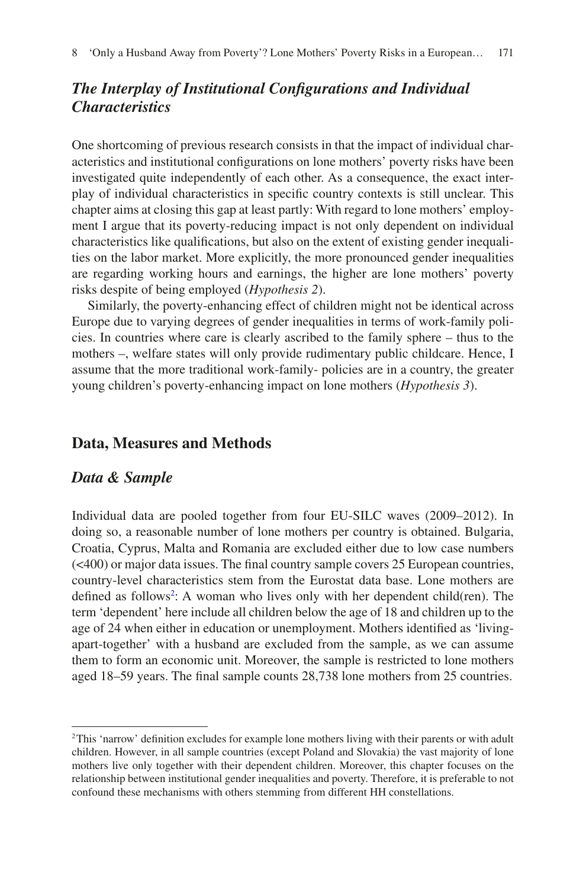### *The Interplay of Institutional Configurations and Individual Characteristics*

One shortcoming of previous research consists in that the impact of individual characteristics and institutional configurations on lone mothers' poverty risks have been investigated quite independently of each other. As a consequence, the exact interplay of individual characteristics in specific country contexts is still unclear. This chapter aims at closing this gap at least partly: With regard to lone mothers' employment I argue that its poverty-reducing impact is not only dependent on individual characteristics like qualifications, but also on the extent of existing gender inequalities on the labor market. More explicitly, the more pronounced gender inequalities are regarding working hours and earnings, the higher are lone mothers' poverty risks despite of being employed (*Hypothesis 2*).

Similarly, the poverty-enhancing effect of children might not be identical across Europe due to varying degrees of gender inequalities in terms of work-family policies. In countries where care is clearly ascribed to the family sphere – thus to the mothers –, welfare states will only provide rudimentary public childcare. Hence, I assume that the more traditional work-family- policies are in a country, the greater young children's poverty-enhancing impact on lone mothers (*Hypothesis 3*).

## Data, Measures and Methods

### *Data & Sample*

Individual data are pooled together from four EU-SILC waves (2009–2012). In doing so, a reasonable number of lone mothers per country is obtained. Bulgaria, Croatia, Cyprus, Malta and Romania are excluded either due to low case numbers (<400) or major data issues. The final country sample covers 25 European countries, country-level characteristics stem from the Eurostat data base. Lone mothers are defined as follows[2]: A woman who lives only with her dependent child(ren). The term 'dependent' here include all children below the age of 18 and children up to the age of 24 when either in education or unemployment. Mothers identified as 'living-apart-together' with a husband are excluded from the sample, as we can assume them to form an economic unit. Moreover, the sample is restricted to lone mothers aged 18–59 years. The final sample counts 28,738 lone mothers from 25 countries.

[2] This 'narrow' definition excludes for example lone mothers living with their parents or with adult children. However, in all sample countries (except Poland and Slovakia) the vast majority of lone mothers live only together with their dependent children. Moreover, this chapter focuses on the relationship between institutional gender inequalities and poverty. Therefore, it is preferable to not confound these mechanisms with others stemming from different HH constellations.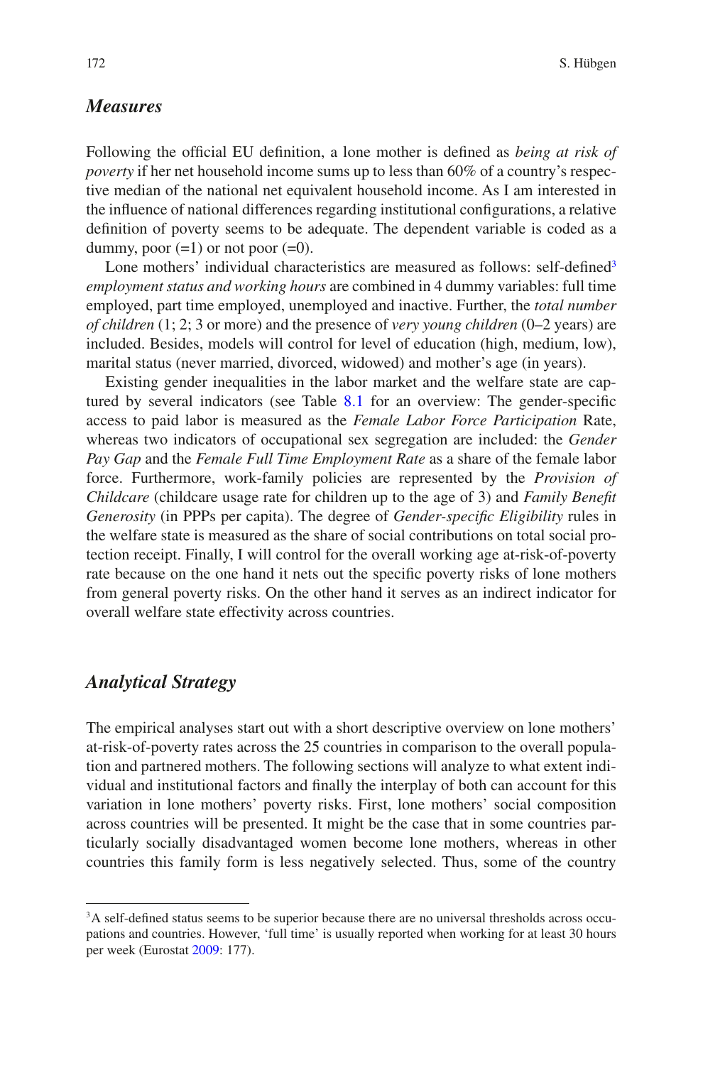### *Measures*

Following the official EU definition, a lone mother is defined as *being at risk of poverty* if her net household income sums up to less than 60% of a country's respective median of the national net equivalent household income. As I am interested in the influence of national differences regarding institutional configurations, a relative definition of poverty seems to be adequate. The dependent variable is coded as a dummy, poor (=1) or not poor (=0).

Lone mothers' individual characteristics are measured as follows: self-defined[3] *employment status and working hours* are combined in 4 dummy variables: full time employed, part time employed, unemployed and inactive. Further, the *total number of children* (1; 2; 3 or more) and the presence of *very young children* (0–2 years) are included. Besides, models will control for level of education (high, medium, low), marital status (never married, divorced, widowed) and mother's age (in years).

Existing gender inequalities in the labor market and the welfare state are captured by several indicators (see Table 8.1 for an overview: The gender-specific access to paid labor is measured as the *Female Labor Force Participation* Rate, whereas two indicators of occupational sex segregation are included: the *Gender Pay Gap* and the *Female Full Time Employment Rate* as a share of the female labor force. Furthermore, work-family policies are represented by the *Provision of Childcare* (childcare usage rate for children up to the age of 3) and *Family Benefit Generosity* (in PPPs per capita). The degree of *Gender-specific Eligibility* rules in the welfare state is measured as the share of social contributions on total social protection receipt. Finally, I will control for the overall working age at-risk-of-poverty rate because on the one hand it nets out the specific poverty risks of lone mothers from general poverty risks. On the other hand it serves as an indirect indicator for overall welfare state effectivity across countries.

### *Analytical Strategy*

The empirical analyses start out with a short descriptive overview on lone mothers' at-risk-of-poverty rates across the 25 countries in comparison to the overall population and partnered mothers. The following sections will analyze to what extent individual and institutional factors and finally the interplay of both can account for this variation in lone mothers' poverty risks. First, lone mothers' social composition across countries will be presented. It might be the case that in some countries particularly socially disadvantaged women become lone mothers, whereas in other countries this family form is less negatively selected. Thus, some of the country

---

[3] A self-defined status seems to be superior because there are no universal thresholds across occupations and countries. However, 'full time' is usually reported when working for at least 30 hours per week (Eurostat 2009: 177).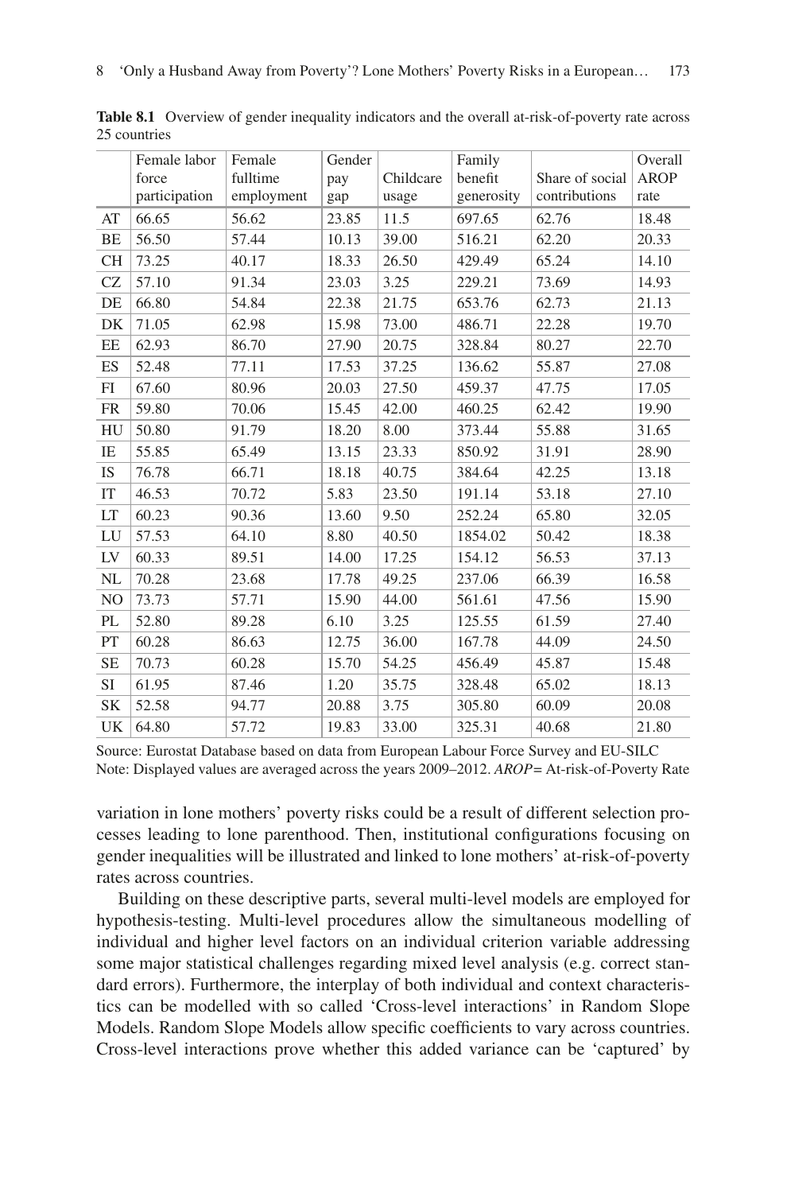**Table 8.1** Overview of gender inequality indicators and the overall at-risk-of-poverty rate across 25 countries

| | Female labor force participation | Female fulltime employment | Gender pay gap | Childcare usage | Family benefit generosity | Share of social contributions | Overall AROP rate |
|---|---|---|---|---|---|---|---|
| AT | 66.65 | 56.62 | 23.85 | 11.5 | 697.65 | 62.76 | 18.48 |
| BE | 56.50 | 57.44 | 10.13 | 39.00 | 516.21 | 62.20 | 20.33 |
| CH | 73.25 | 40.17 | 18.33 | 26.50 | 429.49 | 65.24 | 14.10 |
| CZ | 57.10 | 91.34 | 23.03 | 3.25 | 229.21 | 73.69 | 14.93 |
| DE | 66.80 | 54.84 | 22.38 | 21.75 | 653.76 | 62.73 | 21.13 |
| DK | 71.05 | 62.98 | 15.98 | 73.00 | 486.71 | 22.28 | 19.70 |
| EE | 62.93 | 86.70 | 27.90 | 20.75 | 328.84 | 80.27 | 22.70 |
| ES | 52.48 | 77.11 | 17.53 | 37.25 | 136.62 | 55.87 | 27.08 |
| FI | 67.60 | 80.96 | 20.03 | 27.50 | 459.37 | 47.75 | 17.05 |
| FR | 59.80 | 70.06 | 15.45 | 42.00 | 460.25 | 62.42 | 19.90 |
| HU | 50.80 | 91.79 | 18.20 | 8.00 | 373.44 | 55.88 | 31.65 |
| IE | 55.85 | 65.49 | 13.15 | 23.33 | 850.92 | 31.91 | 28.90 |
| IS | 76.78 | 66.71 | 18.18 | 40.75 | 384.64 | 42.25 | 13.18 |
| IT | 46.53 | 70.72 | 5.83 | 23.50 | 191.14 | 53.18 | 27.10 |
| LT | 60.23 | 90.36 | 13.60 | 9.50 | 252.24 | 65.80 | 32.05 |
| LU | 57.53 | 64.10 | 8.80 | 40.50 | 1854.02 | 50.42 | 18.38 |
| LV | 60.33 | 89.51 | 14.00 | 17.25 | 154.12 | 56.53 | 37.13 |
| NL | 70.28 | 23.68 | 17.78 | 49.25 | 237.06 | 66.39 | 16.58 |
| NO | 73.73 | 57.71 | 15.90 | 44.00 | 561.61 | 47.56 | 15.90 |
| PL | 52.80 | 89.28 | 6.10 | 3.25 | 125.55 | 61.59 | 27.40 |
| PT | 60.28 | 86.63 | 12.75 | 36.00 | 167.78 | 44.09 | 24.50 |
| SE | 70.73 | 60.28 | 15.70 | 54.25 | 456.49 | 45.87 | 15.48 |
| SI | 61.95 | 87.46 | 1.20 | 35.75 | 328.48 | 65.02 | 18.13 |
| SK | 52.58 | 94.77 | 20.88 | 3.75 | 305.80 | 60.09 | 20.08 |
| UK | 64.80 | 57.72 | 19.83 | 33.00 | 325.31 | 40.68 | 21.80 |

Source: Eurostat Database based on data from European Labour Force Survey and EU-SILC
Note: Displayed values are averaged across the years 2009–2012. *AROP* = At-risk-of-Poverty Rate

variation in lone mothers' poverty risks could be a result of different selection processes leading to lone parenthood. Then, institutional configurations focusing on gender inequalities will be illustrated and linked to lone mothers' at-risk-of-poverty rates across countries.

Building on these descriptive parts, several multi-level models are employed for hypothesis-testing. Multi-level procedures allow the simultaneous modelling of individual and higher level factors on an individual criterion variable addressing some major statistical challenges regarding mixed level analysis (e.g. correct standard errors). Furthermore, the interplay of both individual and context characteristics can be modelled with so called 'Cross-level interactions' in Random Slope Models. Random Slope Models allow specific coefficients to vary across countries. Cross-level interactions prove whether this added variance can be 'captured' by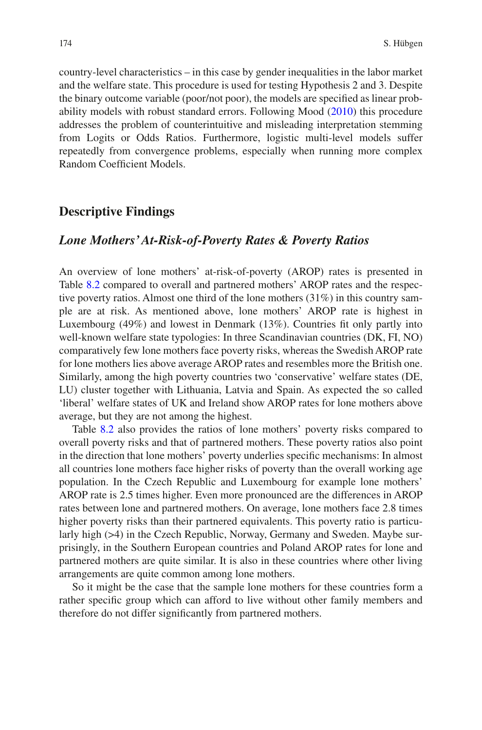country-level characteristics – in this case by gender inequalities in the labor market and the welfare state. This procedure is used for testing Hypothesis 2 and 3. Despite the binary outcome variable (poor/not poor), the models are specified as linear probability models with robust standard errors. Following Mood (2010) this procedure addresses the problem of counterintuitive and misleading interpretation stemming from Logits or Odds Ratios. Furthermore, logistic multi-level models suffer repeatedly from convergence problems, especially when running more complex Random Coefficient Models.

## Descriptive Findings

### *Lone Mothers' At-Risk-of-Poverty Rates & Poverty Ratios*

An overview of lone mothers' at-risk-of-poverty (AROP) rates is presented in Table 8.2 compared to overall and partnered mothers' AROP rates and the respective poverty ratios. Almost one third of the lone mothers (31%) in this country sample are at risk. As mentioned above, lone mothers' AROP rate is highest in Luxembourg (49%) and lowest in Denmark (13%). Countries fit only partly into well-known welfare state typologies: In three Scandinavian countries (DK, FI, NO) comparatively few lone mothers face poverty risks, whereas the Swedish AROP rate for lone mothers lies above average AROP rates and resembles more the British one. Similarly, among the high poverty countries two 'conservative' welfare states (DE, LU) cluster together with Lithuania, Latvia and Spain. As expected the so called 'liberal' welfare states of UK and Ireland show AROP rates for lone mothers above average, but they are not among the highest.

Table 8.2 also provides the ratios of lone mothers' poverty risks compared to overall poverty risks and that of partnered mothers. These poverty ratios also point in the direction that lone mothers' poverty underlies specific mechanisms: In almost all countries lone mothers face higher risks of poverty than the overall working age population. In the Czech Republic and Luxembourg for example lone mothers' AROP rate is 2.5 times higher. Even more pronounced are the differences in AROP rates between lone and partnered mothers. On average, lone mothers face 2.8 times higher poverty risks than their partnered equivalents. This poverty ratio is particularly high (>4) in the Czech Republic, Norway, Germany and Sweden. Maybe surprisingly, in the Southern European countries and Poland AROP rates for lone and partnered mothers are quite similar. It is also in these countries where other living arrangements are quite common among lone mothers.

So it might be the case that the sample lone mothers for these countries form a rather specific group which can afford to live without other family members and therefore do not differ significantly from partnered mothers.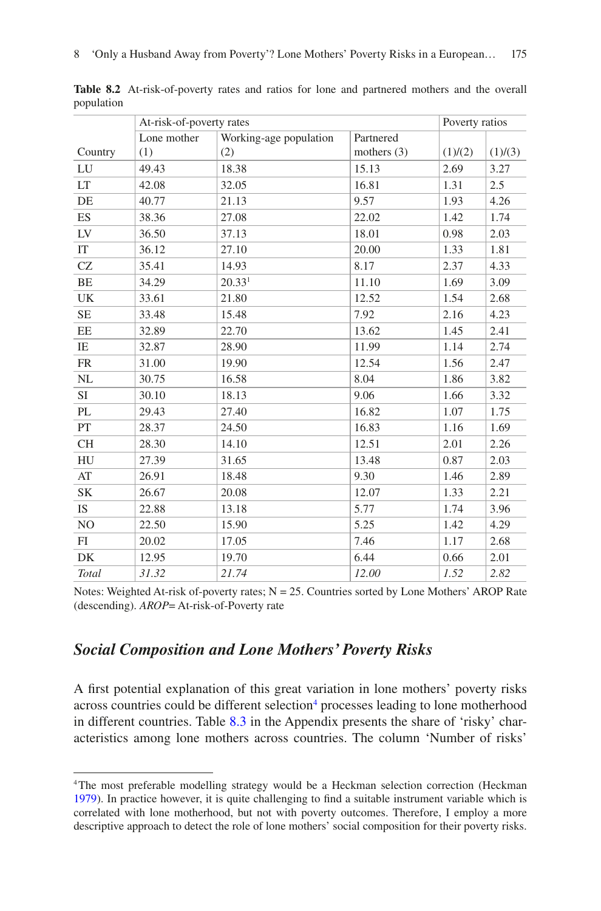**Table 8.2** At-risk-of-poverty rates and ratios for lone and partnered mothers and the overall population

| | At-risk-of-poverty rates | | | Poverty ratios | |
|---|---|---|---|---|---|
| Country | Lone mother (1) | Working-age population (2) | Partnered mothers (3) | (1)/(2) | (1)/(3) |
| LU | 49.43 | 18.38 | 15.13 | 2.69 | 3.27 |
| LT | 42.08 | 32.05 | 16.81 | 1.31 | 2.5 |
| DE | 40.77 | 21.13 | 9.57 | 1.93 | 4.26 |
| ES | 38.36 | 27.08 | 22.02 | 1.42 | 1.74 |
| LV | 36.50 | 37.13 | 18.01 | 0.98 | 2.03 |
| IT | 36.12 | 27.10 | 20.00 | 1.33 | 1.81 |
| CZ | 35.41 | 14.93 | 8.17 | 2.37 | 4.33 |
| BE | 34.29 | 20.33[1] | 11.10 | 1.69 | 3.09 |
| UK | 33.61 | 21.80 | 12.52 | 1.54 | 2.68 |
| SE | 33.48 | 15.48 | 7.92 | 2.16 | 4.23 |
| EE | 32.89 | 22.70 | 13.62 | 1.45 | 2.41 |
| IE | 32.87 | 28.90 | 11.99 | 1.14 | 2.74 |
| FR | 31.00 | 19.90 | 12.54 | 1.56 | 2.47 |
| NL | 30.75 | 16.58 | 8.04 | 1.86 | 3.82 |
| SI | 30.10 | 18.13 | 9.06 | 1.66 | 3.32 |
| PL | 29.43 | 27.40 | 16.82 | 1.07 | 1.75 |
| PT | 28.37 | 24.50 | 16.83 | 1.16 | 1.69 |
| CH | 28.30 | 14.10 | 12.51 | 2.01 | 2.26 |
| HU | 27.39 | 31.65 | 13.48 | 0.87 | 2.03 |
| AT | 26.91 | 18.48 | 9.30 | 1.46 | 2.89 |
| SK | 26.67 | 20.08 | 12.07 | 1.33 | 2.21 |
| IS | 22.88 | 13.18 | 5.77 | 1.74 | 3.96 |
| NO | 22.50 | 15.90 | 5.25 | 1.42 | 4.29 |
| FI | 20.02 | 17.05 | 7.46 | 1.17 | 2.68 |
| DK | 12.95 | 19.70 | 6.44 | 0.66 | 2.01 |
| *Total* | *31.32* | *21.74* | *12.00* | *1.52* | *2.82* |

Notes: Weighted At-risk of-poverty rates; N = 25. Countries sorted by Lone Mothers' AROP Rate (descending). *AROP*= At-risk-of-Poverty rate

## *Social Composition and Lone Mothers' Poverty Risks*

A first potential explanation of this great variation in lone mothers' poverty risks across countries could be different selection[4] processes leading to lone motherhood in different countries. Table 8.3 in the Appendix presents the share of 'risky' characteristics among lone mothers across countries. The column 'Number of risks'

[4]The most preferable modelling strategy would be a Heckman selection correction (Heckman 1979). In practice however, it is quite challenging to find a suitable instrument variable which is correlated with lone motherhood, but not with poverty outcomes. Therefore, I employ a more descriptive approach to detect the role of lone mothers' social composition for their poverty risks.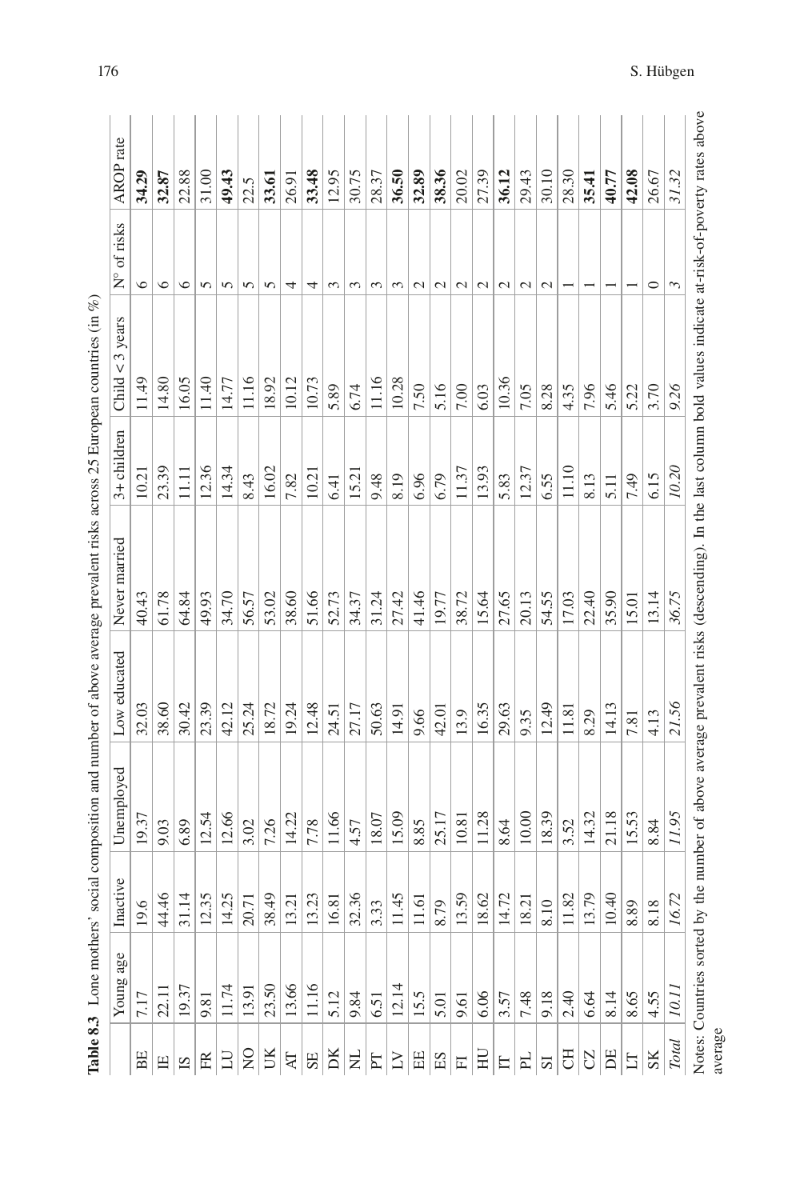**Table 8.3** Lone mothers' social composition and number of above average prevalent risks across 25 European countries (in %)

| | Young age | Inactive | Unemployed | Low educated | Never married | 3+ children | Child < 3 years | N° of risks | AROP rate |
|---|---|---|---|---|---|---|---|---|---|
| BE | 7.17 | 19.6 | 19.37 | 32.03 | 40.43 | 10.21 | 11.49 | 6 | **34.29** |
| IE | 22.11 | 44.46 | 9.03 | 38.60 | 61.78 | 23.39 | 14.80 | 6 | **32.87** |
| IS | 19.37 | 31.14 | 6.89 | 30.42 | 64.84 | 11.11 | 16.05 | 6 | 22.88 |
| FR | 9.81 | 12.35 | 12.54 | 23.39 | 49.93 | 12.36 | 11.40 | 5 | 31.00 |
| LU | 11.74 | 14.25 | 12.66 | 42.12 | 34.70 | 14.34 | 14.77 | 5 | **49.43** |
| NO | 13.91 | 20.71 | 3.02 | 25.24 | 56.57 | 8.43 | 11.16 | 5 | 22.5 |
| UK | 23.50 | 38.49 | 7.26 | 18.72 | 53.02 | 16.02 | 18.92 | 5 | **33.61** |
| AT | 13.66 | 13.21 | 14.22 | 19.24 | 38.60 | 7.82 | 10.12 | 4 | 26.91 |
| SE | 11.16 | 13.23 | 7.78 | 12.48 | 51.66 | 10.21 | 10.73 | 4 | **33.48** |
| DK | 5.12 | 16.81 | 11.66 | 24.51 | 52.73 | 6.41 | 5.89 | 3 | 12.95 |
| NL | 9.84 | 32.36 | 4.57 | 27.17 | 34.37 | 15.21 | 6.74 | 3 | 30.75 |
| PT | 6.51 | 3.33 | 18.07 | 50.63 | 31.24 | 9.48 | 11.16 | 3 | 28.37 |
| LV | 12.14 | 11.45 | 15.09 | 14.91 | 27.42 | 8.19 | 10.28 | 3 | **36.50** |
| EE | 15.5 | 11.61 | 8.85 | 9.66 | 41.46 | 6.96 | 7.50 | 2 | **32.89** |
| ES | 5.01 | 8.79 | 25.17 | 42.01 | 19.77 | 6.79 | 5.16 | 2 | **38.36** |
| FI | 9.61 | 13.59 | 10.81 | 13.9 | 38.72 | 11.37 | 7.00 | 2 | 20.02 |
| HU | 6.06 | 18.62 | 11.28 | 16.35 | 15.64 | 13.93 | 6.03 | 2 | 27.39 |
| IT | 3.57 | 14.72 | 8.64 | 29.63 | 27.65 | 5.83 | 10.36 | 2 | **36.12** |
| PL | 7.48 | 18.21 | 10.00 | 9.35 | 20.13 | 12.37 | 7.05 | 2 | 29.43 |
| SI | 9.18 | 8.10 | 18.39 | 12.49 | 54.55 | 6.55 | 8.28 | 2 | 30.10 |
| CH | 2.40 | 11.82 | 3.52 | 11.81 | 17.03 | 11.10 | 4.35 | 1 | 28.30 |
| CZ | 6.64 | 13.79 | 14.32 | 8.29 | 22.40 | 8.13 | 7.96 | 1 | **35.41** |
| DE | 8.14 | 10.40 | 21.18 | 14.13 | 35.90 | 5.11 | 5.46 | 1 | **40.77** |
| LT | 8.65 | 8.89 | 15.53 | 7.81 | 15.01 | 7.49 | 5.22 | 1 | **42.08** |
| SK | 4.55 | 8.18 | 8.84 | 4.13 | 13.14 | 6.15 | 3.70 | 0 | 26.67 |
| *Total* | *10.11* | *16.72* | *11.95* | *21.56* | *36.75* | *10.20* | *9.26* | *3* | *31.32* |

Notes: Countries sorted by the number of above average prevalent risks (descending). In the last column bold values indicate at-risk-of-poverty rates above average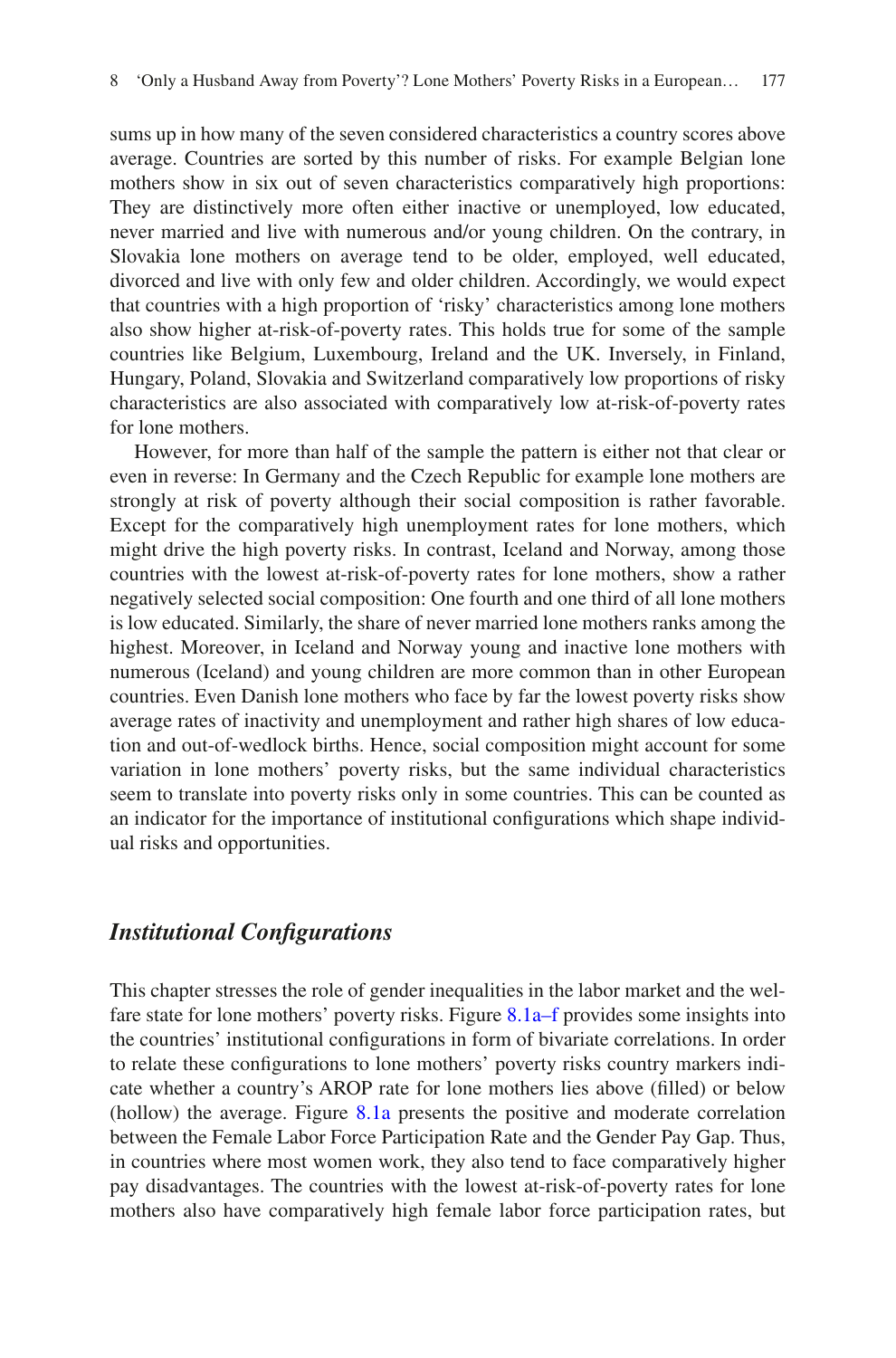sums up in how many of the seven considered characteristics a country scores above average. Countries are sorted by this number of risks. For example Belgian lone mothers show in six out of seven characteristics comparatively high proportions: They are distinctively more often either inactive or unemployed, low educated, never married and live with numerous and/or young children. On the contrary, in Slovakia lone mothers on average tend to be older, employed, well educated, divorced and live with only few and older children. Accordingly, we would expect that countries with a high proportion of 'risky' characteristics among lone mothers also show higher at-risk-of-poverty rates. This holds true for some of the sample countries like Belgium, Luxembourg, Ireland and the UK. Inversely, in Finland, Hungary, Poland, Slovakia and Switzerland comparatively low proportions of risky characteristics are also associated with comparatively low at-risk-of-poverty rates for lone mothers.

However, for more than half of the sample the pattern is either not that clear or even in reverse: In Germany and the Czech Republic for example lone mothers are strongly at risk of poverty although their social composition is rather favorable. Except for the comparatively high unemployment rates for lone mothers, which might drive the high poverty risks. In contrast, Iceland and Norway, among those countries with the lowest at-risk-of-poverty rates for lone mothers, show a rather negatively selected social composition: One fourth and one third of all lone mothers is low educated. Similarly, the share of never married lone mothers ranks among the highest. Moreover, in Iceland and Norway young and inactive lone mothers with numerous (Iceland) and young children are more common than in other European countries. Even Danish lone mothers who face by far the lowest poverty risks show average rates of inactivity and unemployment and rather high shares of low education and out-of-wedlock births. Hence, social composition might account for some variation in lone mothers' poverty risks, but the same individual characteristics seem to translate into poverty risks only in some countries. This can be counted as an indicator for the importance of institutional configurations which shape individual risks and opportunities.

### *Institutional Configurations*

This chapter stresses the role of gender inequalities in the labor market and the welfare state for lone mothers' poverty risks. Figure 8.1a–f provides some insights into the countries' institutional configurations in form of bivariate correlations. In order to relate these configurations to lone mothers' poverty risks country markers indicate whether a country's AROP rate for lone mothers lies above (filled) or below (hollow) the average. Figure 8.1a presents the positive and moderate correlation between the Female Labor Force Participation Rate and the Gender Pay Gap. Thus, in countries where most women work, they also tend to face comparatively higher pay disadvantages. The countries with the lowest at-risk-of-poverty rates for lone mothers also have comparatively high female labor force participation rates, but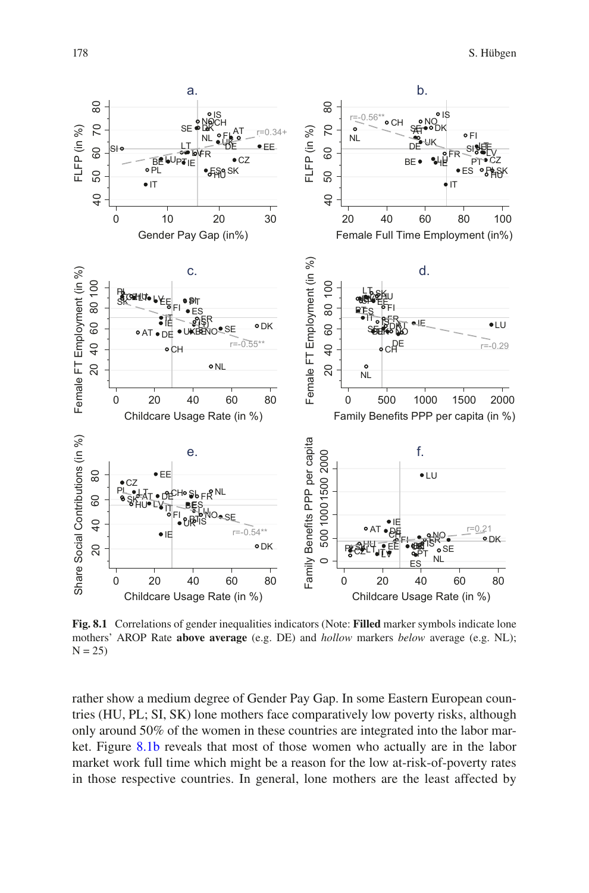**Fig. 8.1** Correlations of gender inequalities indicators (Note: **Filled** marker symbols indicate lone mothers' AROP Rate **above average** (e.g. DE) and *hollow* markers *below* average (e.g. NL); N = 25)

rather show a medium degree of Gender Pay Gap. In some Eastern European countries (HU, PL; SI, SK) lone mothers face comparatively low poverty risks, although only around 50% of the women in these countries are integrated into the labor market. Figure 8.1b reveals that most of those women who actually are in the labor market work full time which might be a reason for the low at-risk-of-poverty rates in those respective countries. In general, lone mothers are the least affected by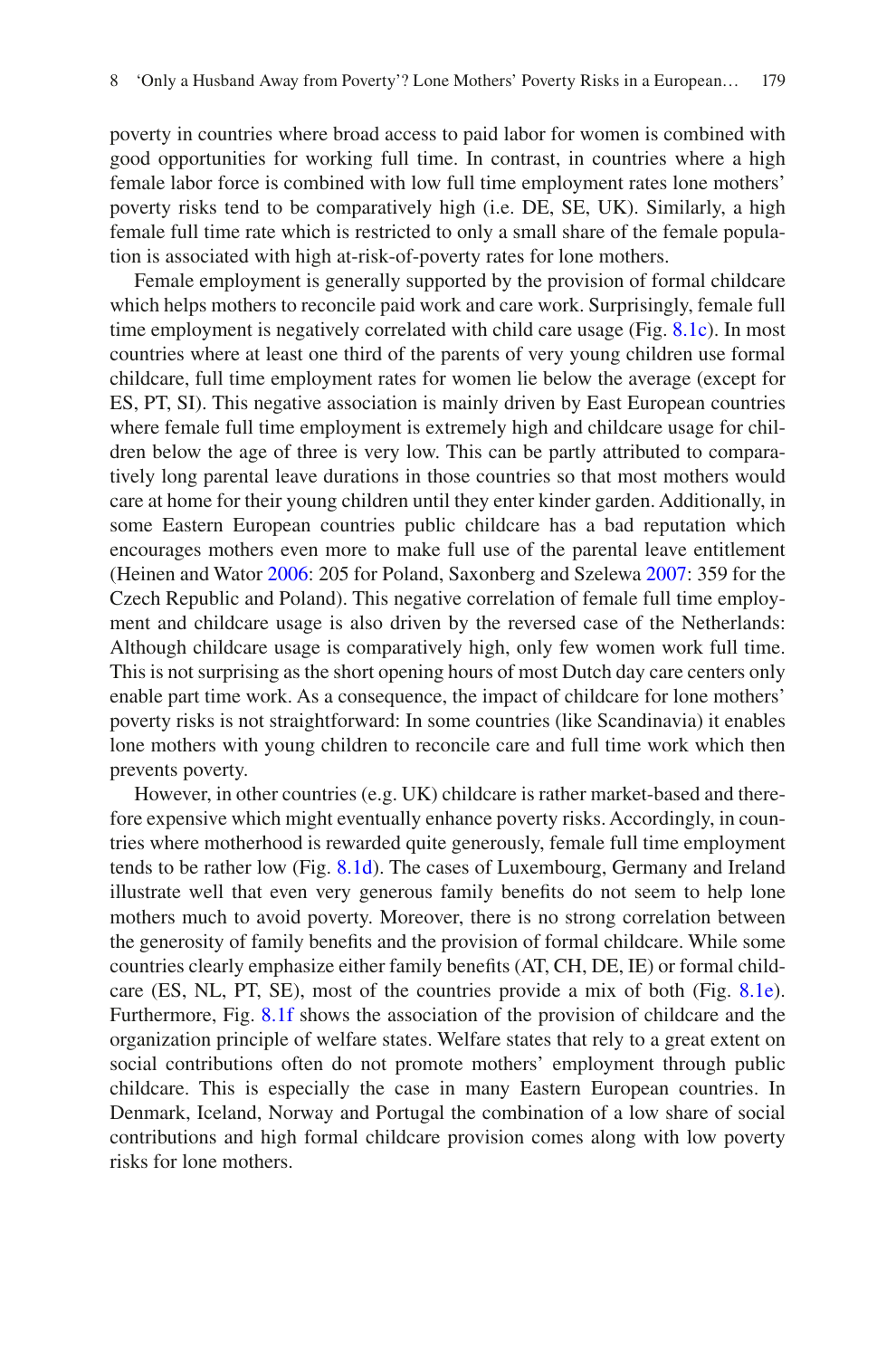poverty in countries where broad access to paid labor for women is combined with good opportunities for working full time. In contrast, in countries where a high female labor force is combined with low full time employment rates lone mothers' poverty risks tend to be comparatively high (i.e. DE, SE, UK). Similarly, a high female full time rate which is restricted to only a small share of the female population is associated with high at-risk-of-poverty rates for lone mothers.

Female employment is generally supported by the provision of formal childcare which helps mothers to reconcile paid work and care work. Surprisingly, female full time employment is negatively correlated with child care usage (Fig. 8.1c). In most countries where at least one third of the parents of very young children use formal childcare, full time employment rates for women lie below the average (except for ES, PT, SI). This negative association is mainly driven by East European countries where female full time employment is extremely high and childcare usage for children below the age of three is very low. This can be partly attributed to comparatively long parental leave durations in those countries so that most mothers would care at home for their young children until they enter kinder garden. Additionally, in some Eastern European countries public childcare has a bad reputation which encourages mothers even more to make full use of the parental leave entitlement (Heinen and Wator 2006: 205 for Poland, Saxonberg and Szelewa 2007: 359 for the Czech Republic and Poland). This negative correlation of female full time employment and childcare usage is also driven by the reversed case of the Netherlands: Although childcare usage is comparatively high, only few women work full time. This is not surprising as the short opening hours of most Dutch day care centers only enable part time work. As a consequence, the impact of childcare for lone mothers' poverty risks is not straightforward: In some countries (like Scandinavia) it enables lone mothers with young children to reconcile care and full time work which then prevents poverty.

However, in other countries (e.g. UK) childcare is rather market-based and therefore expensive which might eventually enhance poverty risks. Accordingly, in countries where motherhood is rewarded quite generously, female full time employment tends to be rather low (Fig. 8.1d). The cases of Luxembourg, Germany and Ireland illustrate well that even very generous family benefits do not seem to help lone mothers much to avoid poverty. Moreover, there is no strong correlation between the generosity of family benefits and the provision of formal childcare. While some countries clearly emphasize either family benefits (AT, CH, DE, IE) or formal childcare (ES, NL, PT, SE), most of the countries provide a mix of both (Fig. 8.1e). Furthermore, Fig. 8.1f shows the association of the provision of childcare and the organization principle of welfare states. Welfare states that rely to a great extent on social contributions often do not promote mothers' employment through public childcare. This is especially the case in many Eastern European countries. In Denmark, Iceland, Norway and Portugal the combination of a low share of social contributions and high formal childcare provision comes along with low poverty risks for lone mothers.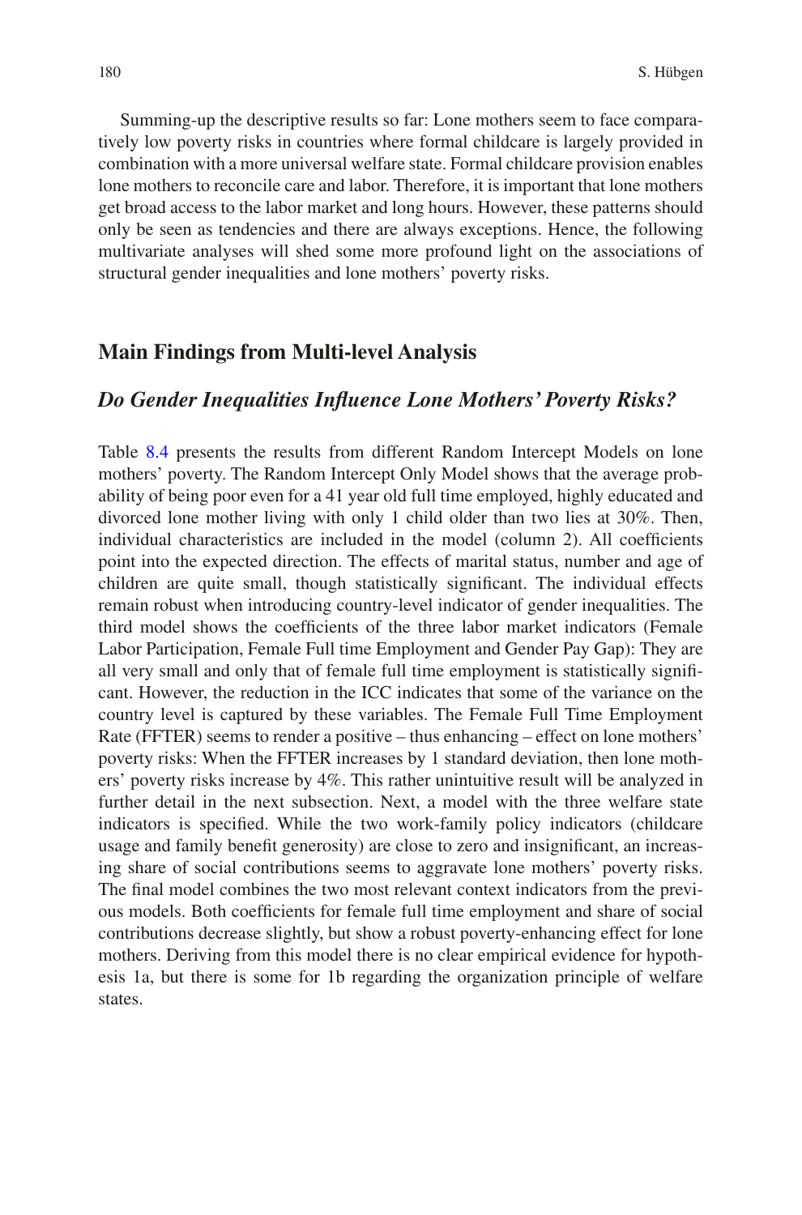Summing-up the descriptive results so far: Lone mothers seem to face comparatively low poverty risks in countries where formal childcare is largely provided in combination with a more universal welfare state. Formal childcare provision enables lone mothers to reconcile care and labor. Therefore, it is important that lone mothers get broad access to the labor market and long hours. However, these patterns should only be seen as tendencies and there are always exceptions. Hence, the following multivariate analyses will shed some more profound light on the associations of structural gender inequalities and lone mothers' poverty risks.

## Main Findings from Multi-level Analysis

### *Do Gender Inequalities Influence Lone Mothers' Poverty Risks?*

Table 8.4 presents the results from different Random Intercept Models on lone mothers' poverty. The Random Intercept Only Model shows that the average probability of being poor even for a 41 year old full time employed, highly educated and divorced lone mother living with only 1 child older than two lies at 30%. Then, individual characteristics are included in the model (column 2). All coefficients point into the expected direction. The effects of marital status, number and age of children are quite small, though statistically significant. The individual effects remain robust when introducing country-level indicator of gender inequalities. The third model shows the coefficients of the three labor market indicators (Female Labor Participation, Female Full time Employment and Gender Pay Gap): They are all very small and only that of female full time employment is statistically significant. However, the reduction in the ICC indicates that some of the variance on the country level is captured by these variables. The Female Full Time Employment Rate (FFTER) seems to render a positive – thus enhancing – effect on lone mothers' poverty risks: When the FFTER increases by 1 standard deviation, then lone mothers' poverty risks increase by 4%. This rather unintuitive result will be analyzed in further detail in the next subsection. Next, a model with the three welfare state indicators is specified. While the two work-family policy indicators (childcare usage and family benefit generosity) are close to zero and insignificant, an increasing share of social contributions seems to aggravate lone mothers' poverty risks. The final model combines the two most relevant context indicators from the previous models. Both coefficients for female full time employment and share of social contributions decrease slightly, but show a robust poverty-enhancing effect for lone mothers. Deriving from this model there is no clear empirical evidence for hypothesis 1a, but there is some for 1b regarding the organization principle of welfare states.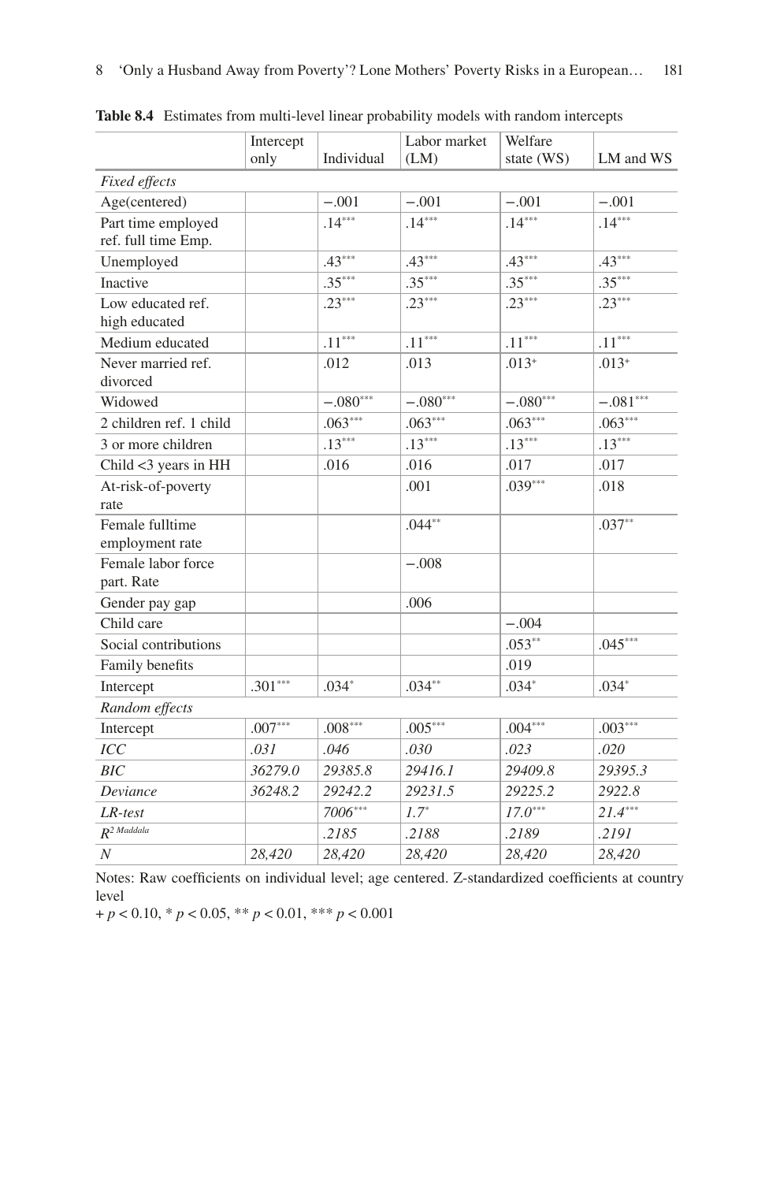**Table 8.4** Estimates from multi-level linear probability models with random intercepts

| | Intercept only | Individual | Labor market (LM) | Welfare state (WS) | LM and WS |
|---|---|---|---|---|---|
| *Fixed effects* | | | | | |
| Age(centered) | | −.001 | −.001 | −.001 | −.001 |
| Part time employed ref. full time Emp. | | .14*** | .14*** | .14*** | .14*** |
| Unemployed | | .43*** | .43*** | .43*** | .43*** |
| Inactive | | .35*** | .35*** | .35*** | .35*** |
| Low educated ref. high educated | | .23*** | .23*** | .23*** | .23*** |
| Medium educated | | .11*** | .11*** | .11*** | .11*** |
| Never married ref. divorced | | .012 | .013 | .013+ | .013+ |
| Widowed | | −.080*** | −.080*** | −.080*** | −.081*** |
| 2 children ref. 1 child | | .063*** | .063*** | .063*** | .063*** |
| 3 or more children | | .13*** | .13*** | .13*** | .13*** |
| Child <3 years in HH | | .016 | .016 | .017 | .017 |
| At-risk-of-poverty rate | | | .001 | .039*** | .018 |
| Female fulltime employment rate | | | .044** | | .037** |
| Female labor force part. Rate | | | −.008 | | |
| Gender pay gap | | | .006 | | |
| Child care | | | | −.004 | |
| Social contributions | | | | .053** | .045*** |
| Family benefits | | | | .019 | |
| Intercept | .301*** | .034* | .034** | .034* | .034* |
| *Random effects* | | | | | |
| Intercept | .007*** | .008*** | .005*** | .004*** | .003*** |
| *ICC* | *.031* | *.046* | *.030* | *.023* | *.020* |
| *BIC* | *36279.0* | *29385.8* | *29416.1* | *29409.8* | *29395.3* |
| *Deviance* | *36248.2* | *29242.2* | *29231.5* | *29225.2* | *2922.8* |
| *LR-test* | | *7006**** | *1.7** | *17.0**** | *21.4**** |
| $R^{2\ Maddala}$ | | *.2185* | *.2188* | *.2189* | *.2191* |
| *N* | *28,420* | *28,420* | *28,420* | *28,420* | *28,420* |

Notes: Raw coefficients on individual level; age centered. Z-standardized coefficients at country level

+ $p < 0.10$, * $p < 0.05$, ** $p < 0.01$, *** $p < 0.001$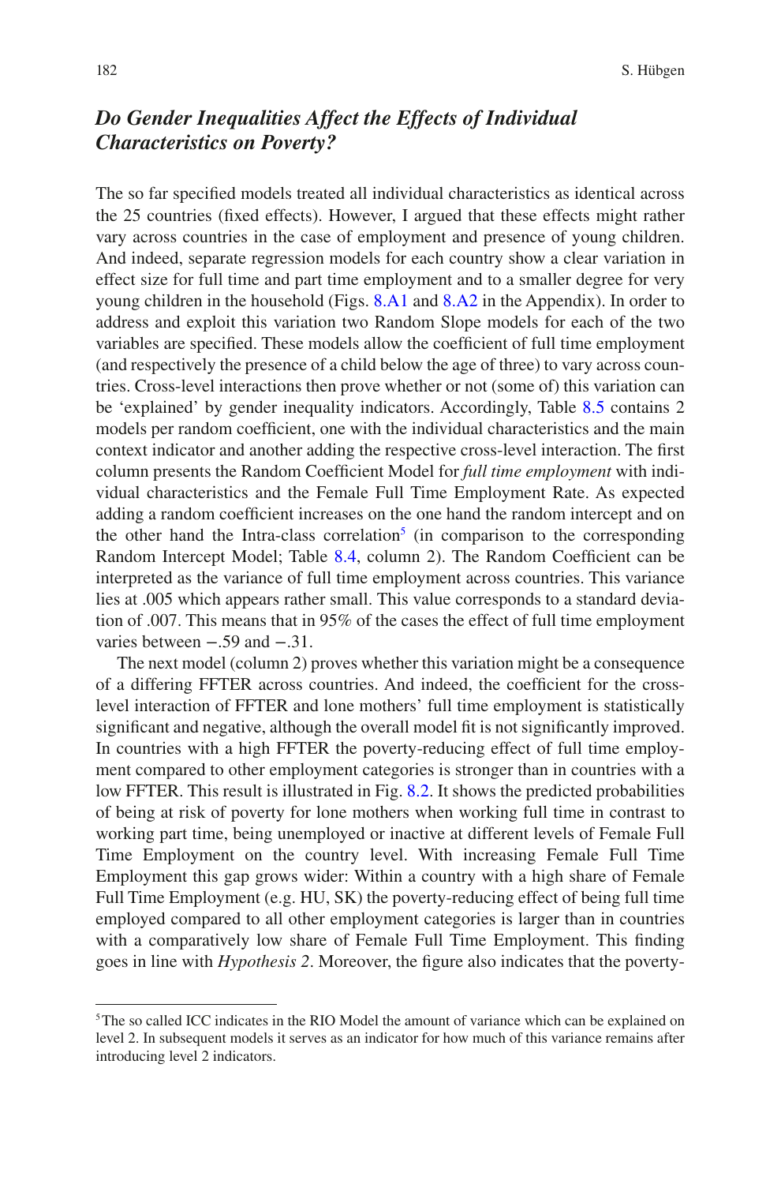### *Do Gender Inequalities Affect the Effects of Individual Characteristics on Poverty?*

The so far specified models treated all individual characteristics as identical across the 25 countries (fixed effects). However, I argued that these effects might rather vary across countries in the case of employment and presence of young children. And indeed, separate regression models for each country show a clear variation in effect size for full time and part time employment and to a smaller degree for very young children in the household (Figs. 8.A1 and 8.A2 in the Appendix). In order to address and exploit this variation two Random Slope models for each of the two variables are specified. These models allow the coefficient of full time employment (and respectively the presence of a child below the age of three) to vary across countries. Cross-level interactions then prove whether or not (some of) this variation can be 'explained' by gender inequality indicators. Accordingly, Table 8.5 contains 2 models per random coefficient, one with the individual characteristics and the main context indicator and another adding the respective cross-level interaction. The first column presents the Random Coefficient Model for *full time employment* with individual characteristics and the Female Full Time Employment Rate. As expected adding a random coefficient increases on the one hand the random intercept and on the other hand the Intra-class correlation[5] (in comparison to the corresponding Random Intercept Model; Table 8.4, column 2). The Random Coefficient can be interpreted as the variance of full time employment across countries. This variance lies at .005 which appears rather small. This value corresponds to a standard deviation of .007. This means that in 95% of the cases the effect of full time employment varies between −.59 and −.31.

The next model (column 2) proves whether this variation might be a consequence of a differing FFTER across countries. And indeed, the coefficient for the cross-level interaction of FFTER and lone mothers' full time employment is statistically significant and negative, although the overall model fit is not significantly improved. In countries with a high FFTER the poverty-reducing effect of full time employment compared to other employment categories is stronger than in countries with a low FFTER. This result is illustrated in Fig. 8.2. It shows the predicted probabilities of being at risk of poverty for lone mothers when working full time in contrast to working part time, being unemployed or inactive at different levels of Female Full Time Employment on the country level. With increasing Female Full Time Employment this gap grows wider: Within a country with a high share of Female Full Time Employment (e.g. HU, SK) the poverty-reducing effect of being full time employed compared to all other employment categories is larger than in countries with a comparatively low share of Female Full Time Employment. This finding goes in line with *Hypothesis 2*. Moreover, the figure also indicates that the poverty-

[5] The so called ICC indicates in the RIO Model the amount of variance which can be explained on level 2. In subsequent models it serves as an indicator for how much of this variance remains after introducing level 2 indicators.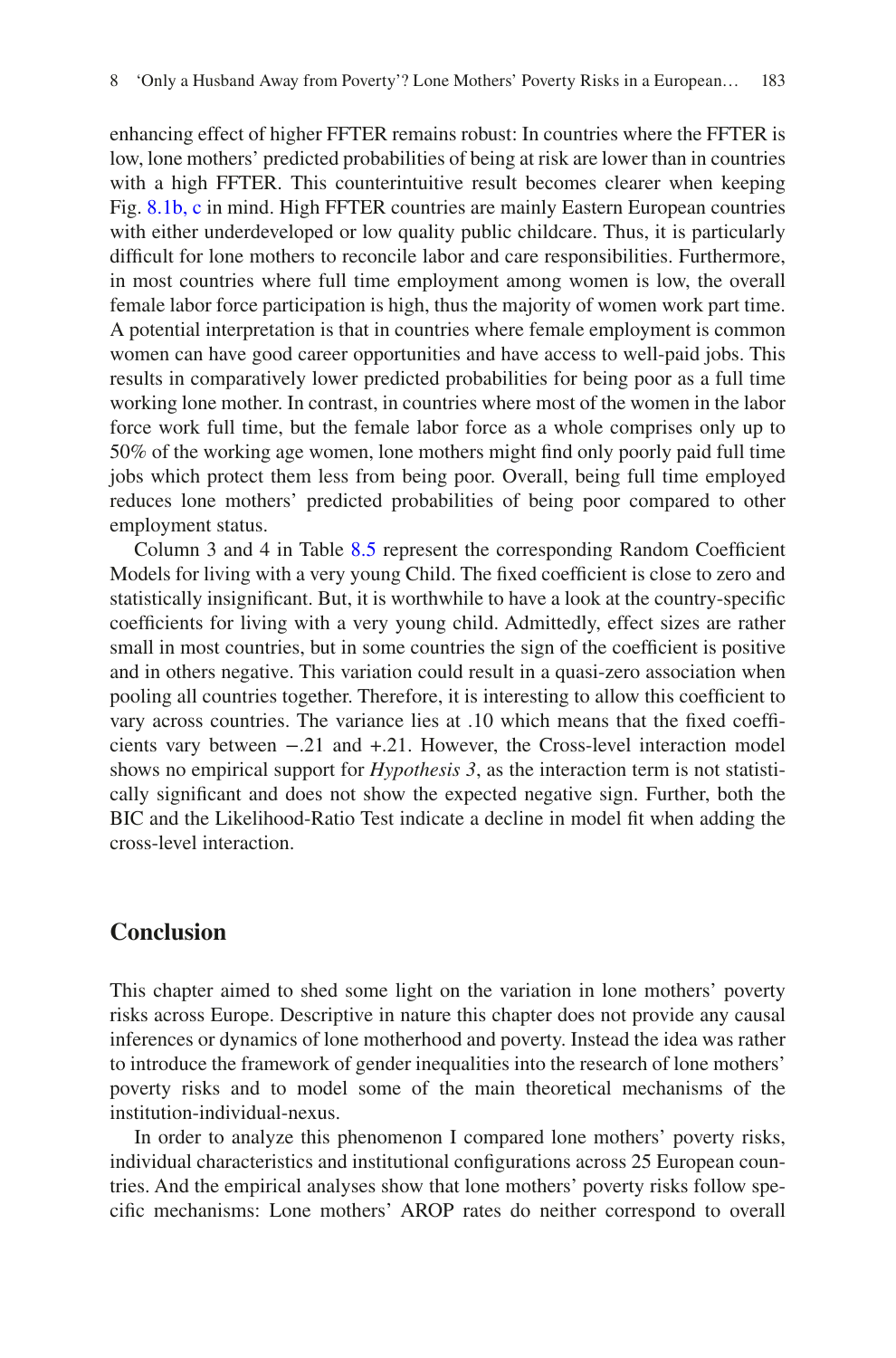enhancing effect of higher FFTER remains robust: In countries where the FFTER is low, lone mothers' predicted probabilities of being at risk are lower than in countries with a high FFTER. This counterintuitive result becomes clearer when keeping Fig. 8.1b, c in mind. High FFTER countries are mainly Eastern European countries with either underdeveloped or low quality public childcare. Thus, it is particularly difficult for lone mothers to reconcile labor and care responsibilities. Furthermore, in most countries where full time employment among women is low, the overall female labor force participation is high, thus the majority of women work part time. A potential interpretation is that in countries where female employment is common women can have good career opportunities and have access to well-paid jobs. This results in comparatively lower predicted probabilities for being poor as a full time working lone mother. In contrast, in countries where most of the women in the labor force work full time, but the female labor force as a whole comprises only up to 50% of the working age women, lone mothers might find only poorly paid full time jobs which protect them less from being poor. Overall, being full time employed reduces lone mothers' predicted probabilities of being poor compared to other employment status.

Column 3 and 4 in Table 8.5 represent the corresponding Random Coefficient Models for living with a very young Child. The fixed coefficient is close to zero and statistically insignificant. But, it is worthwhile to have a look at the country-specific coefficients for living with a very young child. Admittedly, effect sizes are rather small in most countries, but in some countries the sign of the coefficient is positive and in others negative. This variation could result in a quasi-zero association when pooling all countries together. Therefore, it is interesting to allow this coefficient to vary across countries. The variance lies at .10 which means that the fixed coefficients vary between −.21 and +.21. However, the Cross-level interaction model shows no empirical support for *Hypothesis 3*, as the interaction term is not statistically significant and does not show the expected negative sign. Further, both the BIC and the Likelihood-Ratio Test indicate a decline in model fit when adding the cross-level interaction.

## Conclusion

This chapter aimed to shed some light on the variation in lone mothers' poverty risks across Europe. Descriptive in nature this chapter does not provide any causal inferences or dynamics of lone motherhood and poverty. Instead the idea was rather to introduce the framework of gender inequalities into the research of lone mothers' poverty risks and to model some of the main theoretical mechanisms of the institution-individual-nexus.

In order to analyze this phenomenon I compared lone mothers' poverty risks, individual characteristics and institutional configurations across 25 European countries. And the empirical analyses show that lone mothers' poverty risks follow specific mechanisms: Lone mothers' AROP rates do neither correspond to overall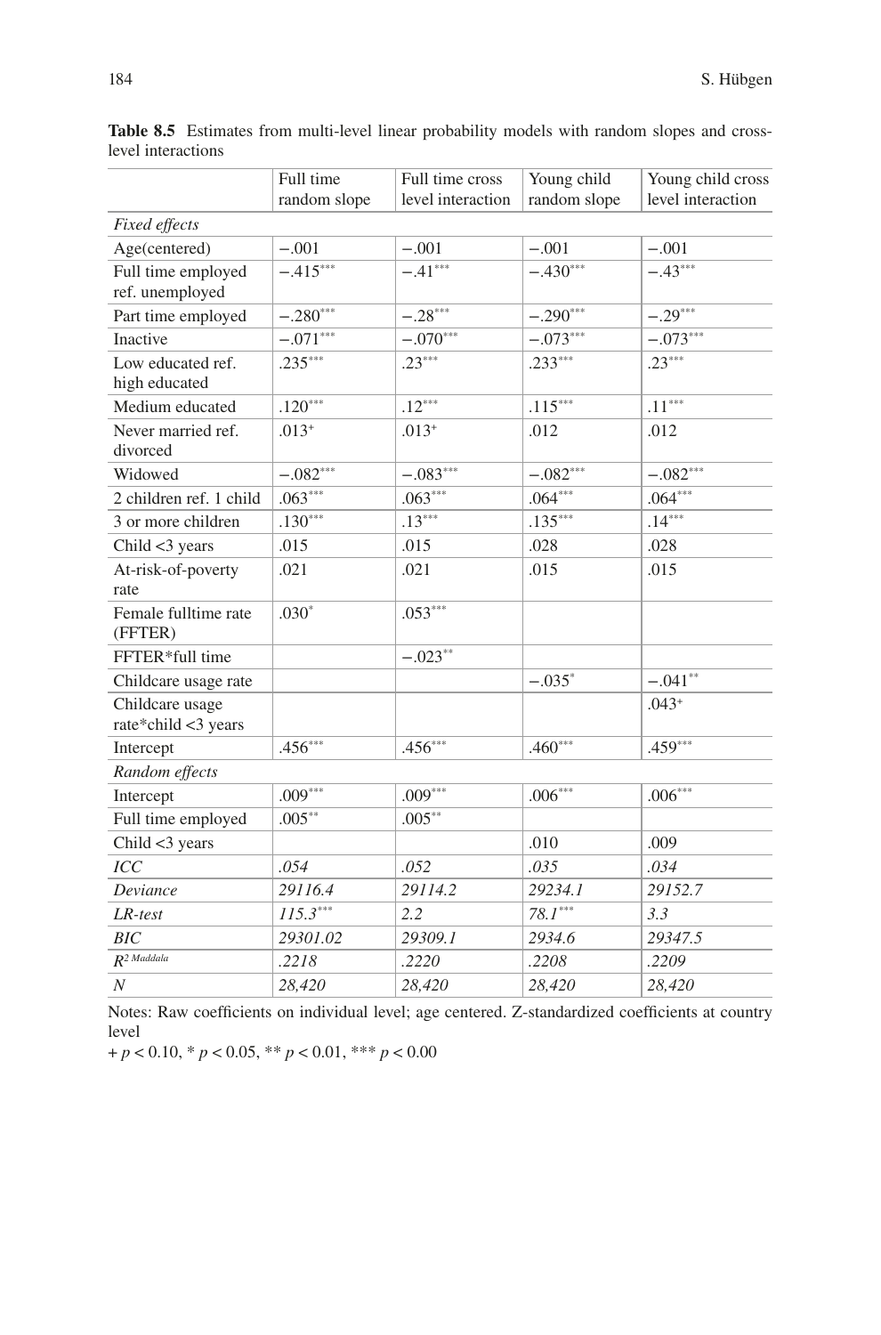**Table 8.5** Estimates from multi-level linear probability models with random slopes and cross-level interactions

| | Full time random slope | Full time cross level interaction | Young child random slope | Young child cross level interaction |
|---|---|---|---|---|
| *Fixed effects* | | | | |
| Age(centered) | −.001 | −.001 | −.001 | −.001 |
| Full time employed ref. unemployed | −.415*** | −.41*** | −.430*** | −.43*** |
| Part time employed | −.280*** | −.28*** | −.290*** | −.29*** |
| Inactive | −.071*** | −.070*** | −.073*** | −.073*** |
| Low educated ref. high educated | .235*** | .23*** | .233*** | .23*** |
| Medium educated | .120*** | .12*** | .115*** | .11*** |
| Never married ref. divorced | .013+ | .013+ | .012 | .012 |
| Widowed | −.082*** | −.083*** | −.082*** | −.082*** |
| 2 children ref. 1 child | .063*** | .063*** | .064*** | .064*** |
| 3 or more children | .130*** | .13*** | .135*** | .14*** |
| Child <3 years | .015 | .015 | .028 | .028 |
| At-risk-of-poverty rate | .021 | .021 | .015 | .015 |
| Female fulltime rate (FFTER) | .030* | .053*** | | |
| FFTER*full time | | −.023** | | |
| Childcare usage rate | | | −.035* | −.041** |
| Childcare usage rate*child <3 years | | | | .043+ |
| Intercept | .456*** | .456*** | .460*** | .459*** |
| *Random effects* | | | | |
| Intercept | .009*** | .009*** | .006*** | .006*** |
| Full time employed | .005** | .005** | | |
| Child <3 years | | | .010 | .009 |
| *ICC* | *.054* | *.052* | *.035* | *.034* |
| *Deviance* | *29116.4* | *29114.2* | *29234.1* | *29152.7* |
| *LR-test* | *115.3**** | *2.2* | *78.1**** | *3.3* |
| *BIC* | *29301.02* | *29309.1* | *2934.6* | *29347.5* |
| $R^{2\ Maddala}$ | *.2218* | *.2220* | *.2208* | *.2209* |
| *N* | *28,420* | *28,420* | *28,420* | *28,420* |

Notes: Raw coefficients on individual level; age centered. Z-standardized coefficients at country level

+ $p < 0.10$, * $p < 0.05$, ** $p < 0.01$, *** $p < 0.00$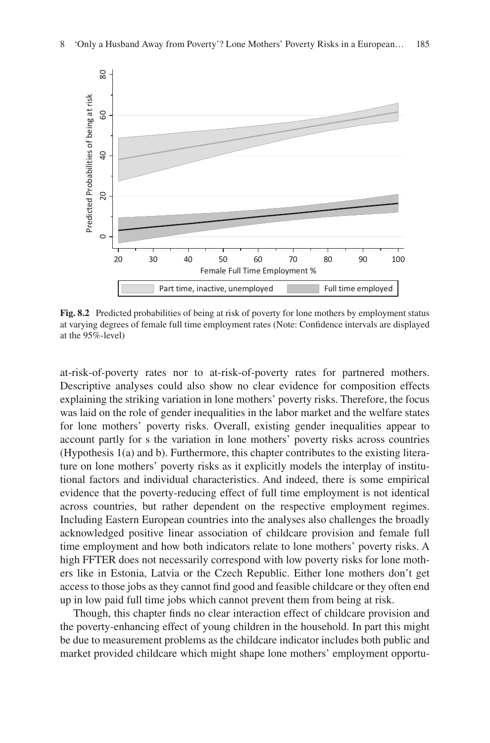Predicted Probabilities of being at risk

80

60

40

20

0

20 30 40 50 60 70 80 90 100

Female Full Time Employment %

Part time, inactive, unemployed

Full time employed

**Fig. 8.2** Predicted probabilities of being at risk of poverty for lone mothers by employment status at varying degrees of female full time employment rates (Note: Confidence intervals are displayed at the 95%-level)

at-risk-of-poverty rates nor to at-risk-of-poverty rates for partnered mothers. Descriptive analyses could also show no clear evidence for composition effects explaining the striking variation in lone mothers' poverty risks. Therefore, the focus was laid on the role of gender inequalities in the labor market and the welfare states for lone mothers' poverty risks. Overall, existing gender inequalities appear to account partly for s the variation in lone mothers' poverty risks across countries (Hypothesis 1(a) and b). Furthermore, this chapter contributes to the existing literature on lone mothers' poverty risks as it explicitly models the interplay of institutional factors and individual characteristics. And indeed, there is some empirical evidence that the poverty-reducing effect of full time employment is not identical across countries, but rather dependent on the respective employment regimes. Including Eastern European countries into the analyses also challenges the broadly acknowledged positive linear association of childcare provision and female full time employment and how both indicators relate to lone mothers' poverty risks. A high FFTER does not necessarily correspond with low poverty risks for lone mothers like in Estonia, Latvia or the Czech Republic. Either lone mothers don't get access to those jobs as they cannot find good and feasible childcare or they often end up in low paid full time jobs which cannot prevent them from being at risk.

Though, this chapter finds no clear interaction effect of childcare provision and the poverty-enhancing effect of young children in the household. In part this might be due to measurement problems as the childcare indicator includes both public and market provided childcare which might shape lone mothers' employment opportu-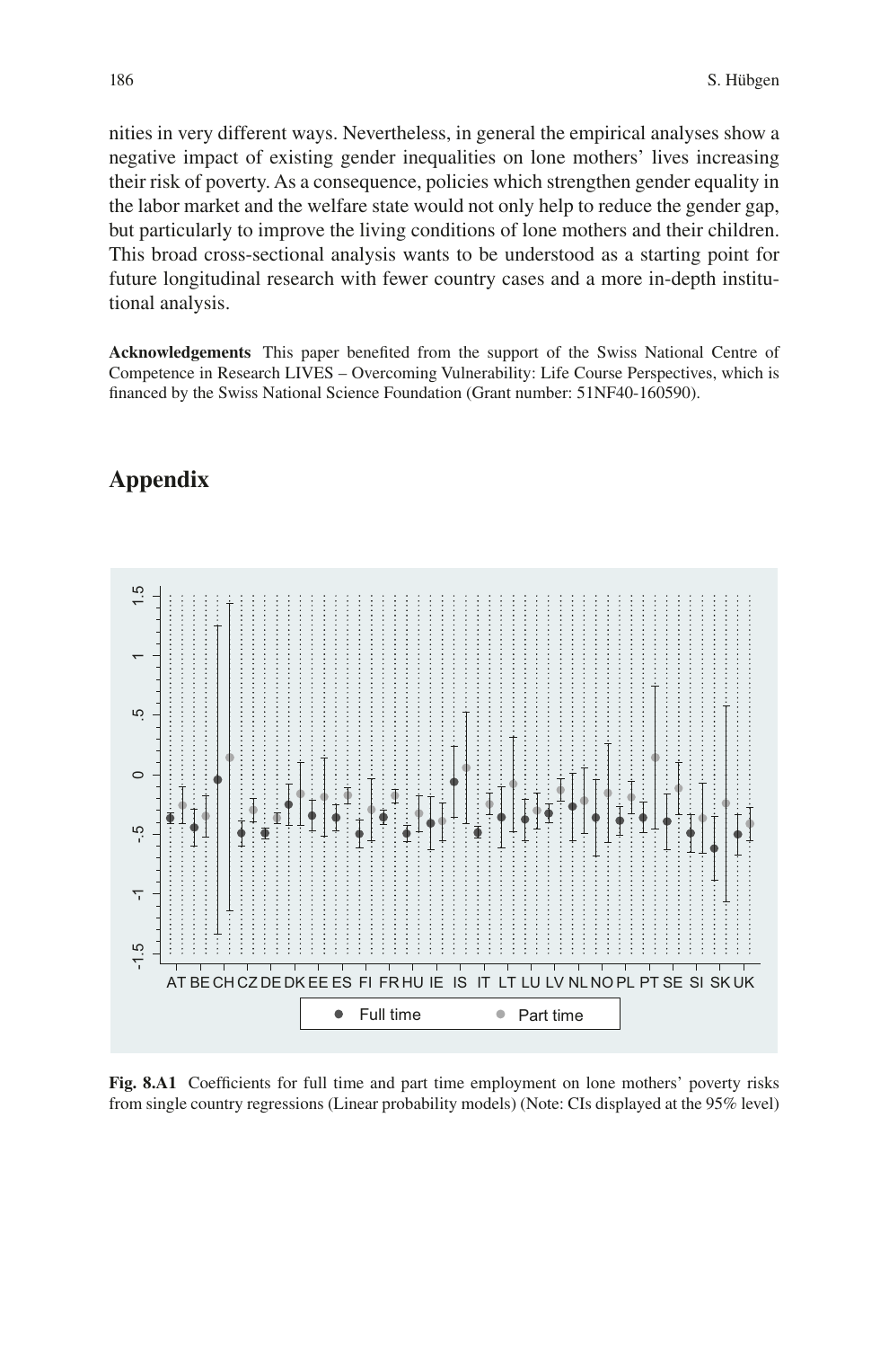nities in very different ways. Nevertheless, in general the empirical analyses show a negative impact of existing gender inequalities on lone mothers' lives increasing their risk of poverty. As a consequence, policies which strengthen gender equality in the labor market and the welfare state would not only help to reduce the gender gap, but particularly to improve the living conditions of lone mothers and their children. This broad cross-sectional analysis wants to be understood as a starting point for future longitudinal research with fewer country cases and a more in-depth institutional analysis.

**Acknowledgements** This paper benefited from the support of the Swiss National Centre of Competence in Research LIVES – Overcoming Vulnerability: Life Course Perspectives, which is financed by the Swiss National Science Foundation (Grant number: 51NF40-160590).

## Appendix

**Fig. 8.A1** Coefficients for full time and part time employment on lone mothers' poverty risks from single country regressions (Linear probability models) (Note: CIs displayed at the 95% level)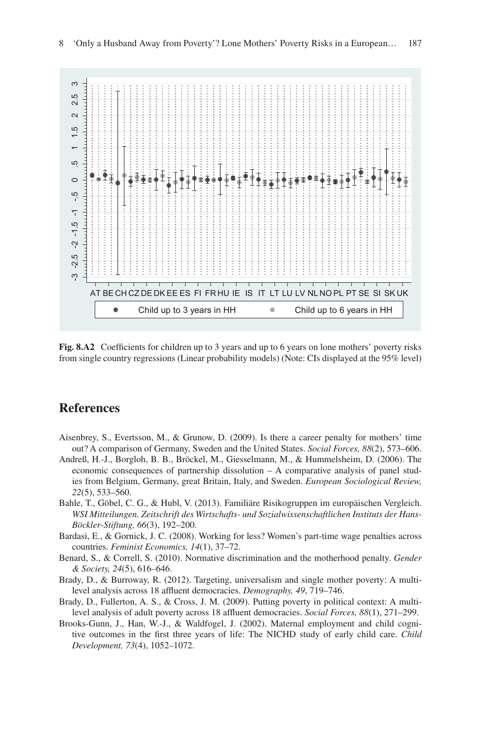**Fig. 8.A2** Coefficients for children up to 3 years and up to 6 years on lone mothers' poverty risks from single country regressions (Linear probability models) (Note: CIs displayed at the 95% level)

## References

Aisenbrey, S., Evertsson, M., & Grunow, D. (2009). Is there a career penalty for mothers' time out? A comparison of Germany, Sweden and the United States. *Social Forces, 88*(2), 573–606.

Andreß, H.-J., Borgloh, B. B., Bröckel, M., Giesselmann, M., & Hummelsheim, D. (2006). The economic consequences of partnership dissolution – A comparative analysis of panel studies from Belgium, Germany, great Britain, Italy, and Sweden. *European Sociological Review, 22*(5), 533–560.

Bahle, T., Göbel, C. G., & Hubl, V. (2013). Familiäre Risikogruppen im europäischen Vergleich. *WSI Mitteilungen. Zeitschrift des Wirtschafts- und Sozialwissenschaftlichen Instituts der Hans-Böckler-Stiftung, 66*(3), 192–200.

Bardasi, E., & Gornick, J. C. (2008). Working for less? Women's part-time wage penalties across countries. *Feminist Economics, 14*(1), 37–72.

Benard, S., & Correll, S. (2010). Normative discrimination and the motherhood penalty. *Gender & Society, 24*(5), 616–646.

Brady, D., & Burroway, R. (2012). Targeting, universalism and single mother poverty: A multi-level analysis across 18 affluent democracies. *Demography, 49*, 719–746.

Brady, D., Fullerton, A. S., & Cross, J. M. (2009). Putting poverty in political context: A multi-level analysis of adult poverty across 18 affluent democracies. *Social Forces, 88*(1), 271–299.

Brooks-Gunn, J., Han, W.-J., & Waldfogel, J. (2002). Maternal employment and child cognitive outcomes in the first three years of life: The NICHD study of early child care. *Child Development, 73*(4), 1052–1072.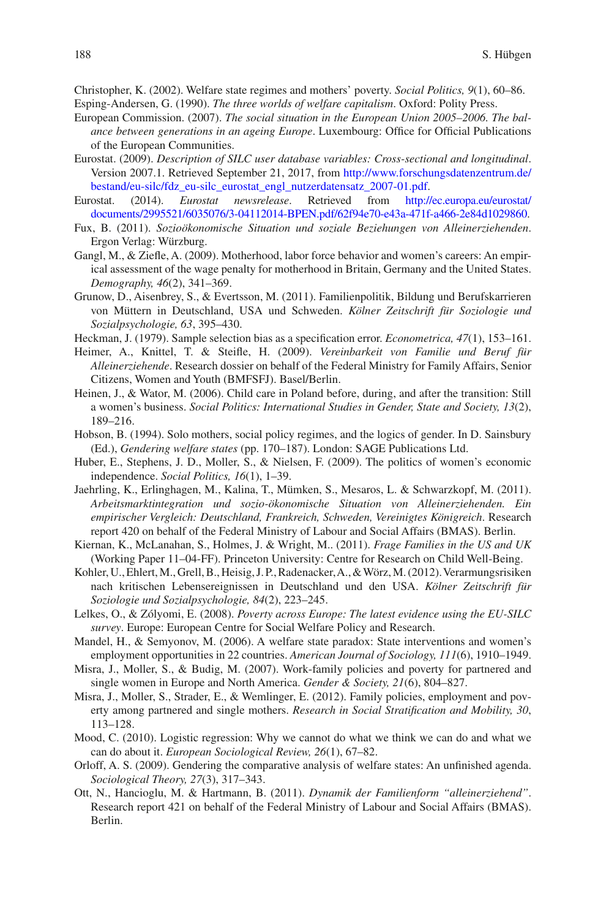Christopher, K. (2002). Welfare state regimes and mothers' poverty. *Social Politics, 9*(1), 60–86.

Esping-Andersen, G. (1990). *The three worlds of welfare capitalism*. Oxford: Polity Press.

European Commission. (2007). *The social situation in the European Union 2005–2006. The balance between generations in an ageing Europe*. Luxembourg: Office for Official Publications of the European Communities.

Eurostat. (2009). *Description of SILC user database variables: Cross-sectional and longitudinal*. Version 2007.1. Retrieved September 21, 2017, from http://www.forschungsdatenzentrum.de/bestand/eu-silc/fdz_eu-silc_eurostat_engl_nutzerdatensatz_2007-01.pdf.

Eurostat. (2014). *Eurostat newsrelease*. Retrieved from http://ec.europa.eu/eurostat/documents/2995521/6035076/3-04112014-BPEN.pdf/62f94e70-e43a-471f-a466-2e84d1029860.

Fux, B. (2011). *Sozioökonomische Situation und soziale Beziehungen von Alleinerziehenden*. Ergon Verlag: Würzburg.

Gangl, M., & Ziefle, A. (2009). Motherhood, labor force behavior and women's careers: An empirical assessment of the wage penalty for motherhood in Britain, Germany and the United States. *Demography, 46*(2), 341–369.

Grunow, D., Aisenbrey, S., & Evertsson, M. (2011). Familienpolitik, Bildung und Berufskarrieren von Müttern in Deutschland, USA und Schweden. *Kölner Zeitschrift für Soziologie und Sozialpsychologie, 63*, 395–430.

Heckman, J. (1979). Sample selection bias as a specification error. *Econometrica, 47*(1), 153–161.

Heimer, A., Knittel, T. & Steifle, H. (2009). *Vereinbarkeit von Familie und Beruf für Alleinerziehende*. Research dossier on behalf of the Federal Ministry for Family Affairs, Senior Citizens, Women and Youth (BMFSFJ). Basel/Berlin.

Heinen, J., & Wator, M. (2006). Child care in Poland before, during, and after the transition: Still a women's business. *Social Politics: International Studies in Gender, State and Society, 13*(2), 189–216.

Hobson, B. (1994). Solo mothers, social policy regimes, and the logics of gender. In D. Sainsbury (Ed.), *Gendering welfare states* (pp. 170–187). London: SAGE Publications Ltd.

Huber, E., Stephens, J. D., Moller, S., & Nielsen, F. (2009). The politics of women's economic independence. *Social Politics, 16*(1), 1–39.

Jaehrling, K., Erlinghagen, M., Kalina, T., Mümken, S., Mesaros, L. & Schwarzkopf, M. (2011). *Arbeitsmarktintegration und sozio-ökonomische Situation von Alleinerziehenden. Ein empirischer Vergleich: Deutschland, Frankreich, Schweden, Vereinigtes Königreich*. Research report 420 on behalf of the Federal Ministry of Labour and Social Affairs (BMAS). Berlin.

Kiernan, K., McLanahan, S., Holmes, J. & Wright, M.. (2011). *Frage Families in the US and UK* (Working Paper 11–04-FF). Princeton University: Centre for Research on Child Well-Being.

Kohler, U., Ehlert, M., Grell, B., Heisig, J. P., Radenacker, A., & Wörz, M. (2012). Verarmungsrisiken nach kritischen Lebensereignissen in Deutschland und den USA. *Kölner Zeitschrift für Soziologie und Sozialpsychologie, 84*(2), 223–245.

Lelkes, O., & Zólyomi, E. (2008). *Poverty across Europe: The latest evidence using the EU-SILC survey*. Europe: European Centre for Social Welfare Policy and Research.

Mandel, H., & Semyonov, M. (2006). A welfare state paradox: State interventions and women's employment opportunities in 22 countries. *American Journal of Sociology, 111*(6), 1910–1949.

Misra, J., Moller, S., & Budig, M. (2007). Work-family policies and poverty for partnered and single women in Europe and North America. *Gender & Society, 21*(6), 804–827.

Misra, J., Moller, S., Strader, E., & Wemlinger, E. (2012). Family policies, employment and poverty among partnered and single mothers. *Research in Social Stratification and Mobility, 30*, 113–128.

Mood, C. (2010). Logistic regression: Why we cannot do what we think we can do and what we can do about it. *European Sociological Review, 26*(1), 67–82.

Orloff, A. S. (2009). Gendering the comparative analysis of welfare states: An unfinished agenda. *Sociological Theory, 27*(3), 317–343.

Ott, N., Hancioglu, M. & Hartmann, B. (2011). *Dynamik der Familienform "alleinerziehend"*. Research report 421 on behalf of the Federal Ministry of Labour and Social Affairs (BMAS). Berlin.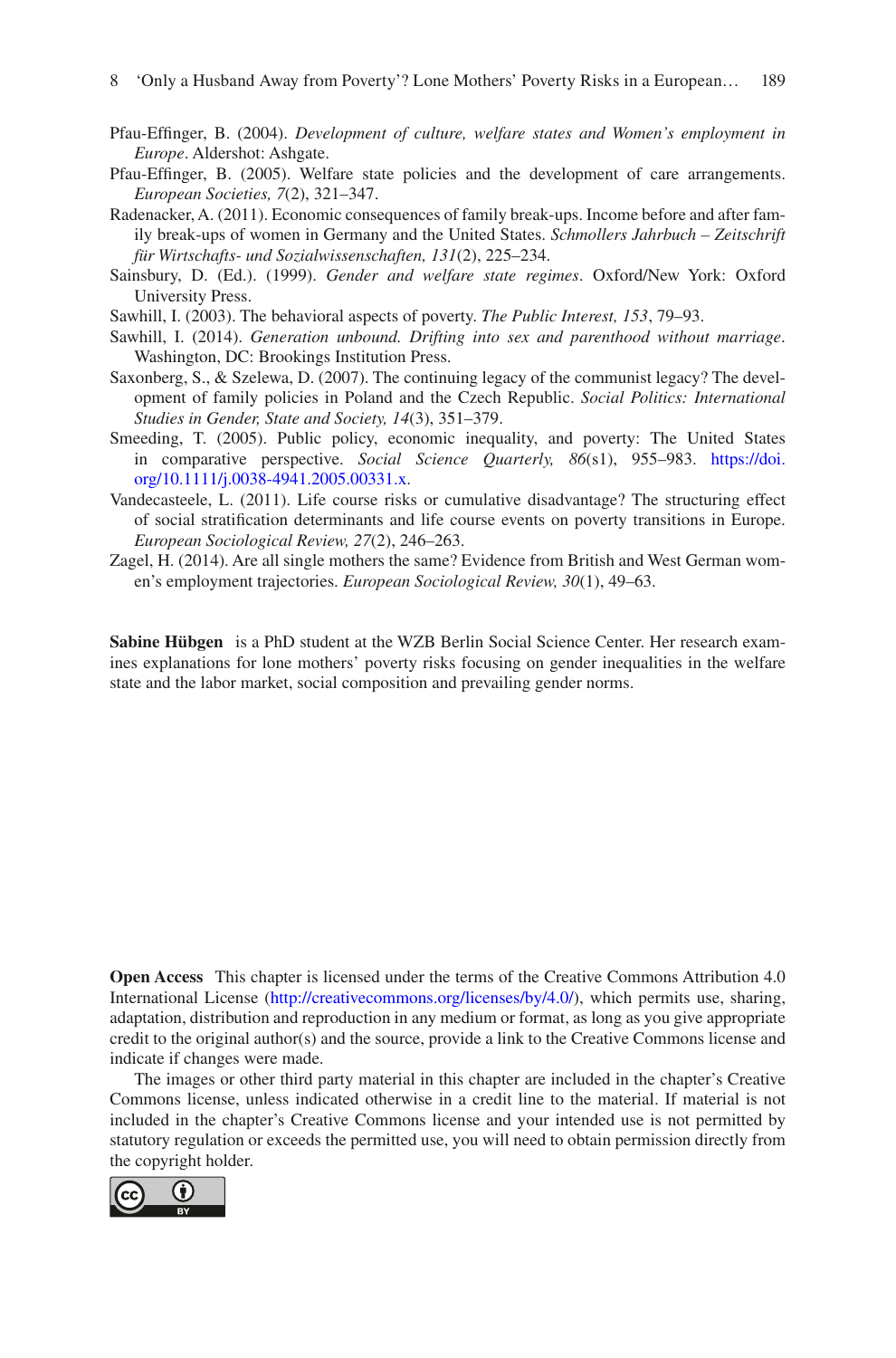Pfau-Effinger, B. (2004). *Development of culture, welfare states and Women's employment in Europe*. Aldershot: Ashgate.

Pfau-Effinger, B. (2005). Welfare state policies and the development of care arrangements. *European Societies, 7*(2), 321–347.

Radenacker, A. (2011). Economic consequences of family break-ups. Income before and after family break-ups of women in Germany and the United States. *Schmollers Jahrbuch – Zeitschrift für Wirtschafts- und Sozialwissenschaften, 131*(2), 225–234.

Sainsbury, D. (Ed.). (1999). *Gender and welfare state regimes*. Oxford/New York: Oxford University Press.

Sawhill, I. (2003). The behavioral aspects of poverty. *The Public Interest, 153*, 79–93.

Sawhill, I. (2014). *Generation unbound. Drifting into sex and parenthood without marriage*. Washington, DC: Brookings Institution Press.

Saxonberg, S., & Szelewa, D. (2007). The continuing legacy of the communist legacy? The development of family policies in Poland and the Czech Republic. *Social Politics: International Studies in Gender, State and Society, 14*(3), 351–379.

Smeeding, T. (2005). Public policy, economic inequality, and poverty: The United States in comparative perspective. *Social Science Quarterly, 86*(s1), 955–983. https://doi.org/10.1111/j.0038-4941.2005.00331.x.

Vandecasteele, L. (2011). Life course risks or cumulative disadvantage? The structuring effect of social stratification determinants and life course events on poverty transitions in Europe. *European Sociological Review, 27*(2), 246–263.

Zagel, H. (2014). Are all single mothers the same? Evidence from British and West German women's employment trajectories. *European Sociological Review, 30*(1), 49–63.

**Sabine Hübgen** is a PhD student at the WZB Berlin Social Science Center. Her research examines explanations for lone mothers' poverty risks focusing on gender inequalities in the welfare state and the labor market, social composition and prevailing gender norms.

**Open Access** This chapter is licensed under the terms of the Creative Commons Attribution 4.0 International License (http://creativecommons.org/licenses/by/4.0/), which permits use, sharing, adaptation, distribution and reproduction in any medium or format, as long as you give appropriate credit to the original author(s) and the source, provide a link to the Creative Commons license and indicate if changes were made.

The images or other third party material in this chapter are included in the chapter's Creative Commons license, unless indicated otherwise in a credit line to the material. If material is not included in the chapter's Creative Commons license and your intended use is not permitted by statutory regulation or exceeds the permitted use, you will need to obtain permission directly from the copyright holder.